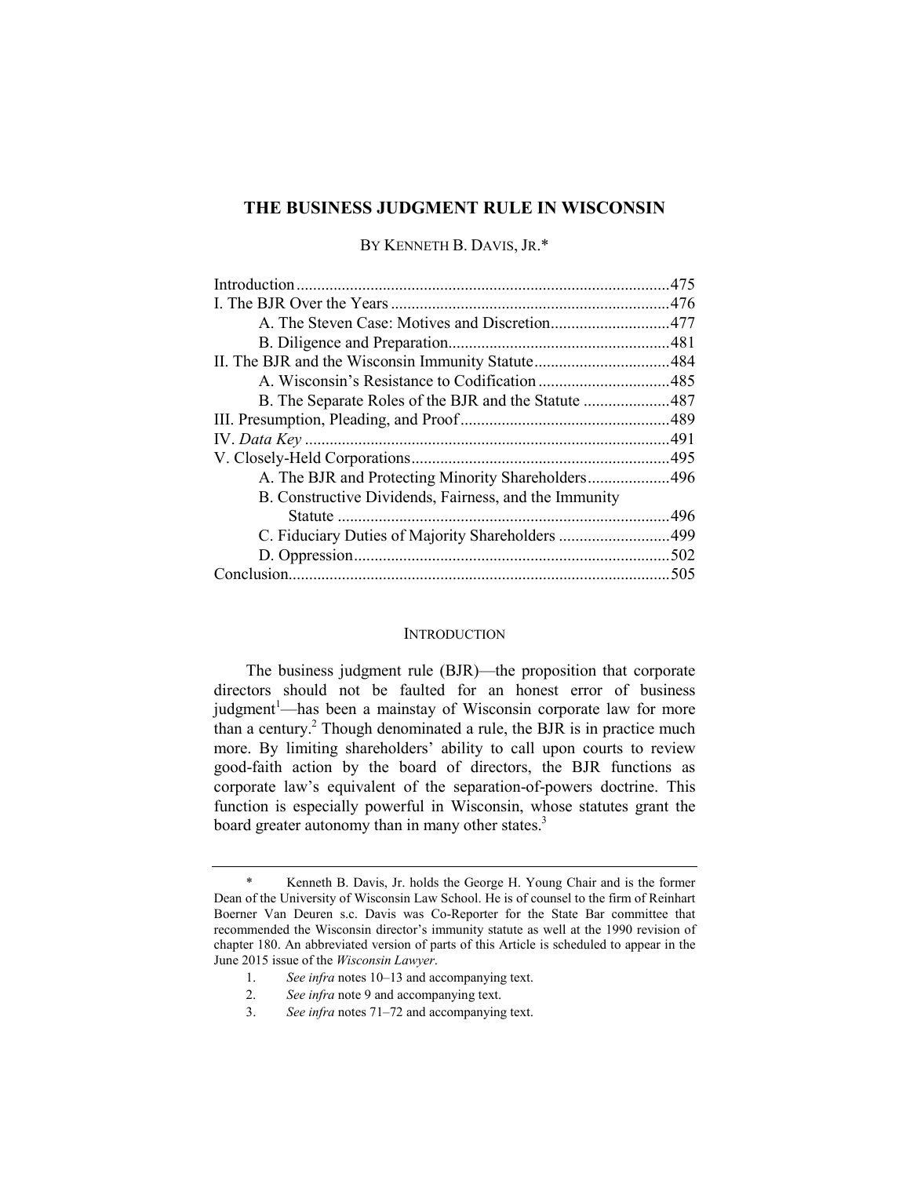# THE BUSINESS JUDGMENT RULE IN WISCONSIN

BY KENNETH B. DAVIS, JR.*

| | |
|---|---|
| Introduction | 475 |
| I. The BJR Over the Years | 476 |
| A. The Steven Case: Motives and Discretion | 477 |
| B. Diligence and Preparation | 481 |
| II. The BJR and the Wisconsin Immunity Statute | 484 |
| A. Wisconsin's Resistance to Codification | 485 |
| B. The Separate Roles of the BJR and the Statute | 487 |
| III. Presumption, Pleading, and Proof | 489 |
| IV. *Data Key* | 491 |
| V. Closely-Held Corporations | 495 |
| A. The BJR and Protecting Minority Shareholders | 496 |
| B. Constructive Dividends, Fairness, and the Immunity Statute | 496 |
| C. Fiduciary Duties of Majority Shareholders | 499 |
| D. Oppression | 502 |
| Conclusion | 505 |

## INTRODUCTION

The business judgment rule (BJR)—the proposition that corporate directors should not be faulted for an honest error of business judgment[1]—has been a mainstay of Wisconsin corporate law for more than a century.[2] Though denominated a rule, the BJR is in practice much more. By limiting shareholders' ability to call upon courts to review good-faith action by the board of directors, the BJR functions as corporate law's equivalent of the separation-of-powers doctrine. This function is especially powerful in Wisconsin, whose statutes grant the board greater autonomy than in many other states.[3]

---

\* Kenneth B. Davis, Jr. holds the George H. Young Chair and is the former Dean of the University of Wisconsin Law School. He is of counsel to the firm of Reinhart Boerner Van Deuren s.c. Davis was Co-Reporter for the State Bar committee that recommended the Wisconsin director's immunity statute as well at the 1990 revision of chapter 180. An abbreviated version of parts of this Article is scheduled to appear in the June 2015 issue of the *Wisconsin Lawyer*.

1. *See infra* notes 10–13 and accompanying text.
2. *See infra* note 9 and accompanying text.
3. *See infra* notes 71–72 and accompanying text.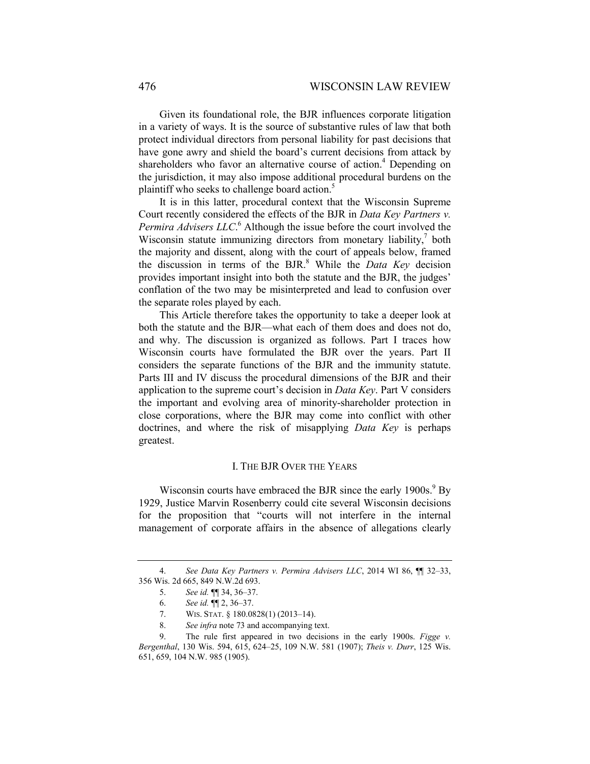Given its foundational role, the BJR influences corporate litigation in a variety of ways. It is the source of substantive rules of law that both protect individual directors from personal liability for past decisions that have gone awry and shield the board's current decisions from attack by shareholders who favor an alternative course of action.[4] Depending on the jurisdiction, it may also impose additional procedural burdens on the plaintiff who seeks to challenge board action.[5]

It is in this latter, procedural context that the Wisconsin Supreme Court recently considered the effects of the BJR in *Data Key Partners v. Permira Advisers LLC*.[6] Although the issue before the court involved the Wisconsin statute immunizing directors from monetary liability,[7] both the majority and dissent, along with the court of appeals below, framed the discussion in terms of the BJR.[8] While the *Data Key* decision provides important insight into both the statute and the BJR, the judges' conflation of the two may be misinterpreted and lead to confusion over the separate roles played by each.

This Article therefore takes the opportunity to take a deeper look at both the statute and the BJR—what each of them does and does not do, and why. The discussion is organized as follows. Part I traces how Wisconsin courts have formulated the BJR over the years. Part II considers the separate functions of the BJR and the immunity statute. Parts III and IV discuss the procedural dimensions of the BJR and their application to the supreme court's decision in *Data Key*. Part V considers the important and evolving area of minority-shareholder protection in close corporations, where the BJR may come into conflict with other doctrines, and where the risk of misapplying *Data Key* is perhaps greatest.

## I. THE BJR OVER THE YEARS

Wisconsin courts have embraced the BJR since the early 1900s.[9] By 1929, Justice Marvin Rosenberry could cite several Wisconsin decisions for the proposition that "courts will not interfere in the internal management of corporate affairs in the absence of allegations clearly

---

4. *See Data Key Partners v. Permira Advisers LLC*, 2014 WI 86, ¶¶ 32–33, 356 Wis. 2d 665, 849 N.W.2d 693.

5. *See id.* ¶¶ 34, 36–37.

6. *See id.* ¶¶ 2, 36–37.

7. WIS. STAT. § 180.0828(1) (2013–14).

8. *See infra* note 73 and accompanying text.

9. The rule first appeared in two decisions in the early 1900s. *Figge v. Bergenthal*, 130 Wis. 594, 615, 624–25, 109 N.W. 581 (1907); *Theis v. Durr*, 125 Wis. 651, 659, 104 N.W. 985 (1905).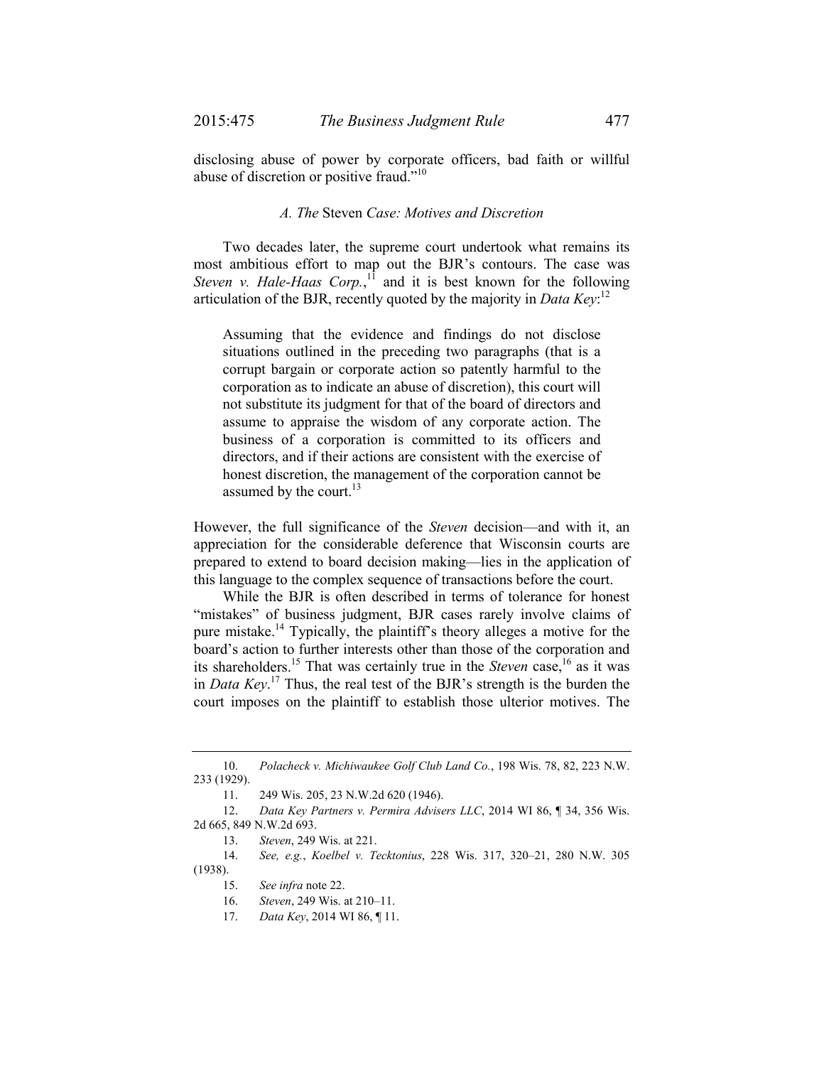disclosing abuse of power by corporate officers, bad faith or willful abuse of discretion or positive fraud."[10]

### *A. The* Steven *Case: Motives and Discretion*

Two decades later, the supreme court undertook what remains its most ambitious effort to map out the BJR's contours. The case was *Steven v. Hale-Haas Corp.*,[11] and it is best known for the following articulation of the BJR, recently quoted by the majority in *Data Key*:[12]

> Assuming that the evidence and findings do not disclose situations outlined in the preceding two paragraphs (that is a corrupt bargain or corporate action so patently harmful to the corporation as to indicate an abuse of discretion), this court will not substitute its judgment for that of the board of directors and assume to appraise the wisdom of any corporate action. The business of a corporation is committed to its officers and directors, and if their actions are consistent with the exercise of honest discretion, the management of the corporation cannot be assumed by the court.[13]

However, the full significance of the *Steven* decision—and with it, an appreciation for the considerable deference that Wisconsin courts are prepared to extend to board decision making—lies in the application of this language to the complex sequence of transactions before the court.

While the BJR is often described in terms of tolerance for honest "mistakes" of business judgment, BJR cases rarely involve claims of pure mistake.[14] Typically, the plaintiff's theory alleges a motive for the board's action to further interests other than those of the corporation and its shareholders.[15] That was certainly true in the *Steven* case,[16] as it was in *Data Key*.[17] Thus, the real test of the BJR's strength is the burden the court imposes on the plaintiff to establish those ulterior motives. The

---

10. *Polacheck v. Michiwaukee Golf Club Land Co.*, 198 Wis. 78, 82, 223 N.W. 233 (1929).

11. 249 Wis. 205, 23 N.W.2d 620 (1946).

12. *Data Key Partners v. Permira Advisers LLC*, 2014 WI 86, ¶ 34, 356 Wis. 2d 665, 849 N.W.2d 693.

13. *Steven*, 249 Wis. at 221.

14. *See, e.g.*, *Koelbel v. Tecktonius*, 228 Wis. 317, 320–21, 280 N.W. 305 (1938).

15. *See infra* note 22.

16. *Steven*, 249 Wis. at 210–11.

17. *Data Key*, 2014 WI 86, ¶ 11.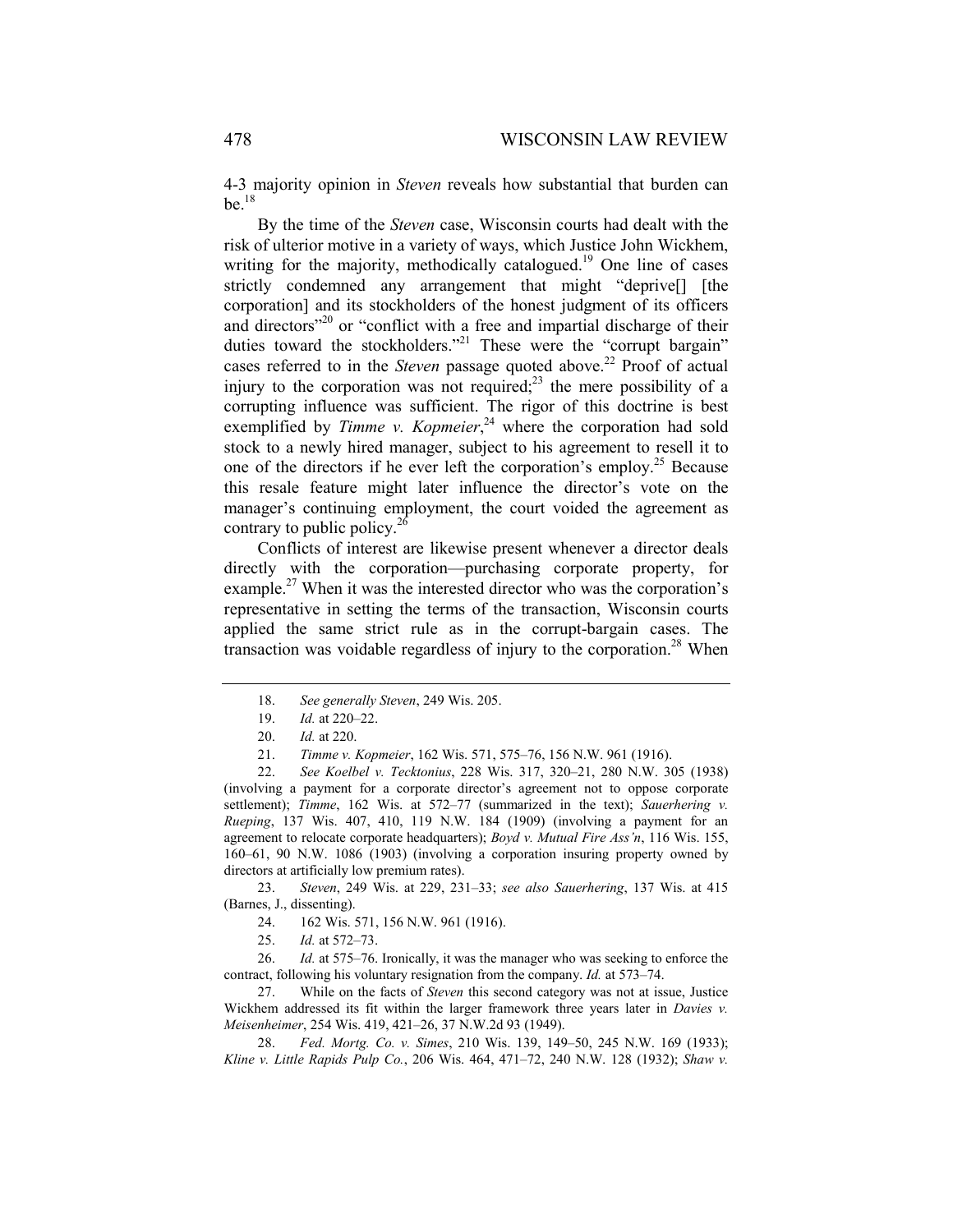4-3 majority opinion in *Steven* reveals how substantial that burden can be.[18]

By the time of the *Steven* case, Wisconsin courts had dealt with the risk of ulterior motive in a variety of ways, which Justice John Wickhem, writing for the majority, methodically catalogued.[19] One line of cases strictly condemned any arrangement that might "deprive[] [the corporation] and its stockholders of the honest judgment of its officers and directors"[20] or "conflict with a free and impartial discharge of their duties toward the stockholders."[21] These were the "corrupt bargain" cases referred to in the *Steven* passage quoted above.[22] Proof of actual injury to the corporation was not required;[23] the mere possibility of a corrupting influence was sufficient. The rigor of this doctrine is best exemplified by *Timme v. Kopmeier*,[24] where the corporation had sold stock to a newly hired manager, subject to his agreement to resell it to one of the directors if he ever left the corporation's employ.[25] Because this resale feature might later influence the director's vote on the manager's continuing employment, the court voided the agreement as contrary to public policy.[26]

Conflicts of interest are likewise present whenever a director deals directly with the corporation—purchasing corporate property, for example.[27] When it was the interested director who was the corporation's representative in setting the terms of the transaction, Wisconsin courts applied the same strict rule as in the corrupt-bargain cases. The transaction was voidable regardless of injury to the corporation.[28] When

---

18. *See generally Steven*, 249 Wis. 205.

19. *Id.* at 220–22.

20. *Id.* at 220.

21. *Timme v. Kopmeier*, 162 Wis. 571, 575–76, 156 N.W. 961 (1916).

22. *See Koelbel v. Tecktonius*, 228 Wis. 317, 320–21, 280 N.W. 305 (1938) (involving a payment for a corporate director's agreement not to oppose corporate settlement); *Timme*, 162 Wis. at 572–77 (summarized in the text); *Sauerhering v. Rueping*, 137 Wis. 407, 410, 119 N.W. 184 (1909) (involving a payment for an agreement to relocate corporate headquarters); *Boyd v. Mutual Fire Ass'n*, 116 Wis. 155, 160–61, 90 N.W. 1086 (1903) (involving a corporation insuring property owned by directors at artificially low premium rates).

23. *Steven*, 249 Wis. at 229, 231–33; *see also Sauerhering*, 137 Wis. at 415 (Barnes, J., dissenting).

24. 162 Wis. 571, 156 N.W. 961 (1916).

25. *Id.* at 572–73.

26. *Id.* at 575–76. Ironically, it was the manager who was seeking to enforce the contract, following his voluntary resignation from the company. *Id.* at 573–74.

27. While on the facts of *Steven* this second category was not at issue, Justice Wickhem addressed its fit within the larger framework three years later in *Davies v. Meisenheimer*, 254 Wis. 419, 421–26, 37 N.W.2d 93 (1949).

28. *Fed. Mortg. Co. v. Simes*, 210 Wis. 139, 149–50, 245 N.W. 169 (1933); *Kline v. Little Rapids Pulp Co.*, 206 Wis. 464, 471–72, 240 N.W. 128 (1932); *Shaw v.*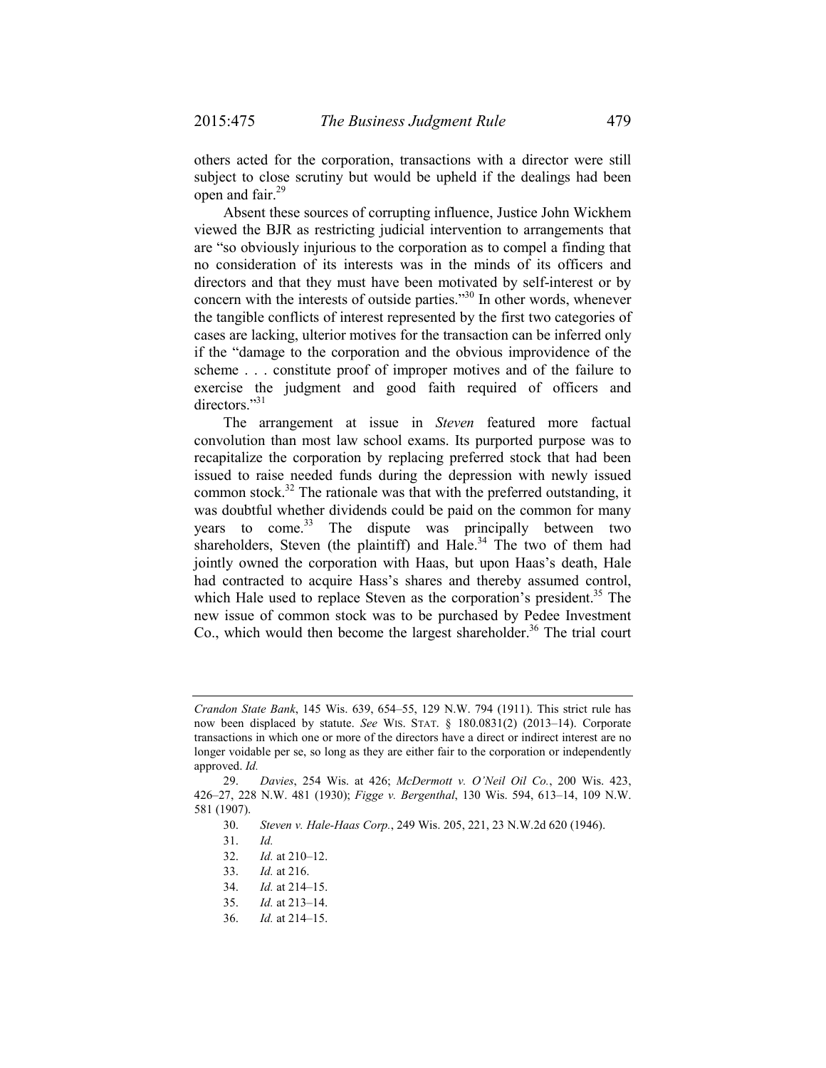others acted for the corporation, transactions with a director were still subject to close scrutiny but would be upheld if the dealings had been open and fair.[29]

Absent these sources of corrupting influence, Justice John Wickhem viewed the BJR as restricting judicial intervention to arrangements that are "so obviously injurious to the corporation as to compel a finding that no consideration of its interests was in the minds of its officers and directors and that they must have been motivated by self-interest or by concern with the interests of outside parties."[30] In other words, whenever the tangible conflicts of interest represented by the first two categories of cases are lacking, ulterior motives for the transaction can be inferred only if the "damage to the corporation and the obvious improvidence of the scheme . . . constitute proof of improper motives and of the failure to exercise the judgment and good faith required of officers and directors."[31]

The arrangement at issue in *Steven* featured more factual convolution than most law school exams. Its purported purpose was to recapitalize the corporation by replacing preferred stock that had been issued to raise needed funds during the depression with newly issued common stock.[32] The rationale was that with the preferred outstanding, it was doubtful whether dividends could be paid on the common for many years to come.[33] The dispute was principally between two shareholders, Steven (the plaintiff) and Hale.[34] The two of them had jointly owned the corporation with Haas, but upon Haas's death, Hale had contracted to acquire Hass's shares and thereby assumed control, which Hale used to replace Steven as the corporation's president.[35] The new issue of common stock was to be purchased by Pedee Investment Co., which would then become the largest shareholder.[36] The trial court

---

*Crandon State Bank*, 145 Wis. 639, 654–55, 129 N.W. 794 (1911). This strict rule has now been displaced by statute. *See* WIS. STAT. § 180.0831(2) (2013–14). Corporate transactions in which one or more of the directors have a direct or indirect interest are no longer voidable per se, so long as they are either fair to the corporation or independently approved. *Id.*

29. *Davies*, 254 Wis. at 426; *McDermott v. O'Neil Oil Co.*, 200 Wis. 423, 426–27, 228 N.W. 481 (1930); *Figge v. Bergenthal*, 130 Wis. 594, 613–14, 109 N.W. 581 (1907).

30. *Steven v. Hale-Haas Corp.*, 249 Wis. 205, 221, 23 N.W.2d 620 (1946).

31. *Id.*

32. *Id.* at 210–12.

33. *Id.* at 216.

34. *Id.* at 214–15.

35. *Id.* at 213–14.

36. *Id.* at 214–15.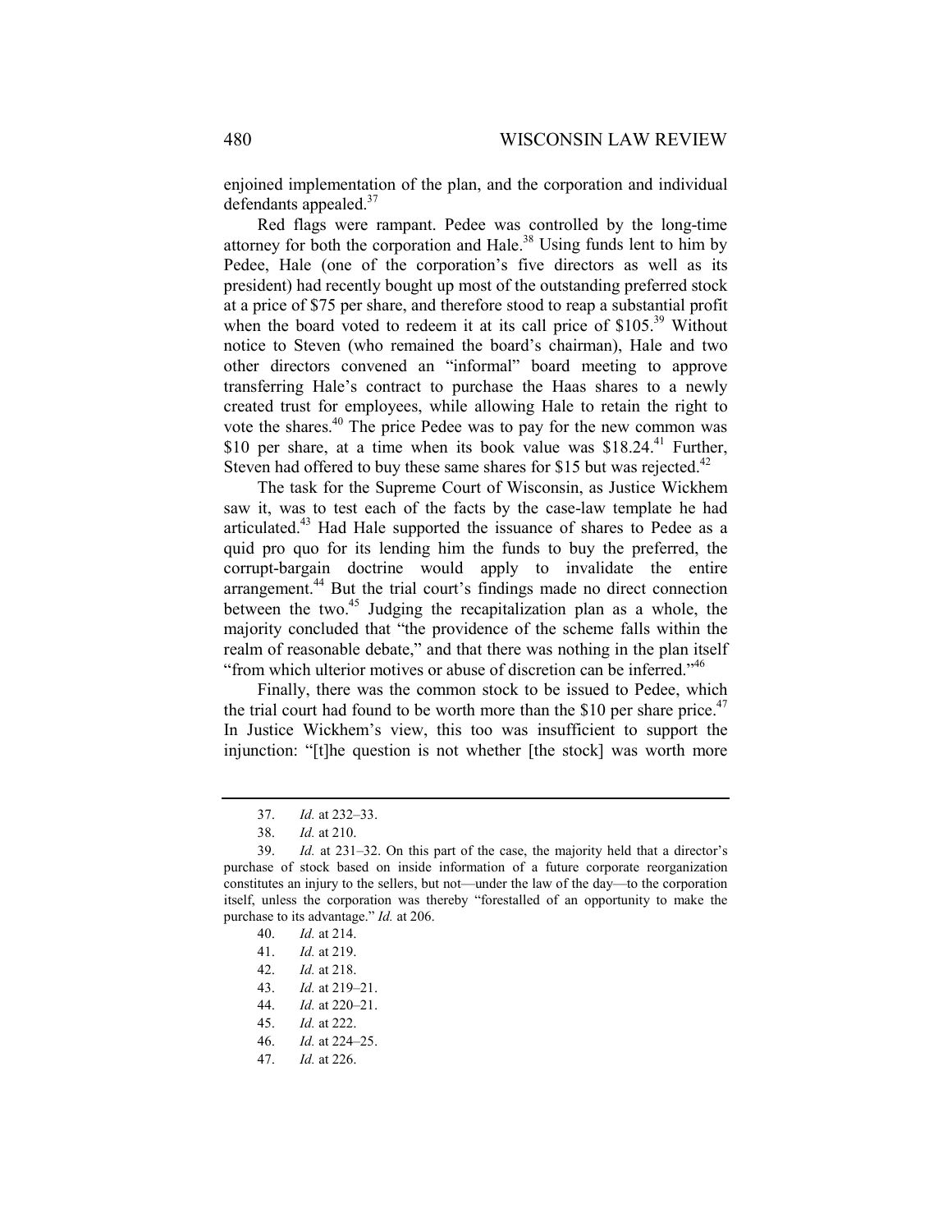enjoined implementation of the plan, and the corporation and individual defendants appealed.[37]

Red flags were rampant. Pedee was controlled by the long-time attorney for both the corporation and Hale.[38] Using funds lent to him by Pedee, Hale (one of the corporation's five directors as well as its president) had recently bought up most of the outstanding preferred stock at a price of $75 per share, and therefore stood to reap a substantial profit when the board voted to redeem it at its call price of $105.[39] Without notice to Steven (who remained the board's chairman), Hale and two other directors convened an "informal" board meeting to approve transferring Hale's contract to purchase the Haas shares to a newly created trust for employees, while allowing Hale to retain the right to vote the shares.[40] The price Pedee was to pay for the new common was $10 per share, at a time when its book value was $18.24.[41] Further, Steven had offered to buy these same shares for $15 but was rejected.[42]

The task for the Supreme Court of Wisconsin, as Justice Wickhem saw it, was to test each of the facts by the case-law template he had articulated.[43] Had Hale supported the issuance of shares to Pedee as a quid pro quo for its lending him the funds to buy the preferred, the corrupt-bargain doctrine would apply to invalidate the entire arrangement.[44] But the trial court's findings made no direct connection between the two.[45] Judging the recapitalization plan as a whole, the majority concluded that "the providence of the scheme falls within the realm of reasonable debate," and that there was nothing in the plan itself "from which ulterior motives or abuse of discretion can be inferred."[46]

Finally, there was the common stock to be issued to Pedee, which the trial court had found to be worth more than the $10 per share price.[47] In Justice Wickhem's view, this too was insufficient to support the injunction: "[t]he question is not whether [the stock] was worth more

---

37. *Id.* at 232–33.

38. *Id.* at 210.

39. *Id.* at 231–32. On this part of the case, the majority held that a director's purchase of stock based on inside information of a future corporate reorganization constitutes an injury to the sellers, but not—under the law of the day—to the corporation itself, unless the corporation was thereby "forestalled of an opportunity to make the purchase to its advantage." *Id.* at 206.

40. *Id.* at 214.

41. *Id.* at 219.

42. *Id.* at 218.

43. *Id.* at 219–21.

44. *Id.* at 220–21.

45. *Id.* at 222.

46. *Id.* at 224–25.

47. *Id.* at 226.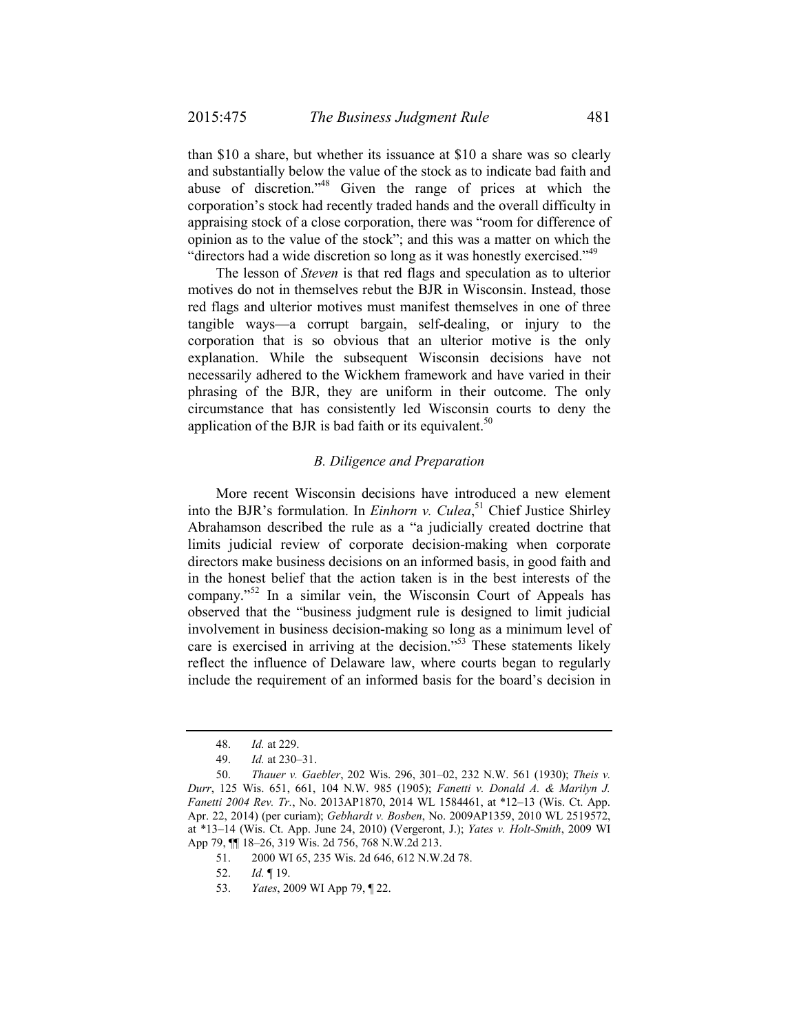than $10 a share, but whether its issuance at $10 a share was so clearly and substantially below the value of the stock as to indicate bad faith and abuse of discretion."[48] Given the range of prices at which the corporation's stock had recently traded hands and the overall difficulty in appraising stock of a close corporation, there was "room for difference of opinion as to the value of the stock"; and this was a matter on which the "directors had a wide discretion so long as it was honestly exercised."[49]

The lesson of *Steven* is that red flags and speculation as to ulterior motives do not in themselves rebut the BJR in Wisconsin. Instead, those red flags and ulterior motives must manifest themselves in one of three tangible ways—a corrupt bargain, self-dealing, or injury to the corporation that is so obvious that an ulterior motive is the only explanation. While the subsequent Wisconsin decisions have not necessarily adhered to the Wickhem framework and have varied in their phrasing of the BJR, they are uniform in their outcome. The only circumstance that has consistently led Wisconsin courts to deny the application of the BJR is bad faith or its equivalent.[50]

### *B. Diligence and Preparation*

More recent Wisconsin decisions have introduced a new element into the BJR's formulation. In *Einhorn v. Culea*,[51] Chief Justice Shirley Abrahamson described the rule as a "a judicially created doctrine that limits judicial review of corporate decision-making when corporate directors make business decisions on an informed basis, in good faith and in the honest belief that the action taken is in the best interests of the company."[52] In a similar vein, the Wisconsin Court of Appeals has observed that the "business judgment rule is designed to limit judicial involvement in business decision-making so long as a minimum level of care is exercised in arriving at the decision."[53] These statements likely reflect the influence of Delaware law, where courts began to regularly include the requirement of an informed basis for the board's decision in

---

48. *Id.* at 229.

49. *Id.* at 230–31.

50. *Thauer v. Gaebler*, 202 Wis. 296, 301–02, 232 N.W. 561 (1930); *Theis v. Durr*, 125 Wis. 651, 661, 104 N.W. 985 (1905); *Fanetti v. Donald A. & Marilyn J. Fanetti 2004 Rev. Tr.*, No. 2013AP1870, 2014 WL 1584461, at *12–13 (Wis. Ct. App. Apr. 22, 2014) (per curiam); *Gebhardt v. Bosben*, No. 2009AP1359, 2010 WL 2519572, at *13–14 (Wis. Ct. App. June 24, 2010) (Vergeront, J.); *Yates v. Holt-Smith*, 2009 WI App 79, ¶¶ 18–26, 319 Wis. 2d 756, 768 N.W.2d 213.

51. 2000 WI 65, 235 Wis. 2d 646, 612 N.W.2d 78.

52. *Id.* ¶ 19.

53. *Yates*, 2009 WI App 79, ¶ 22.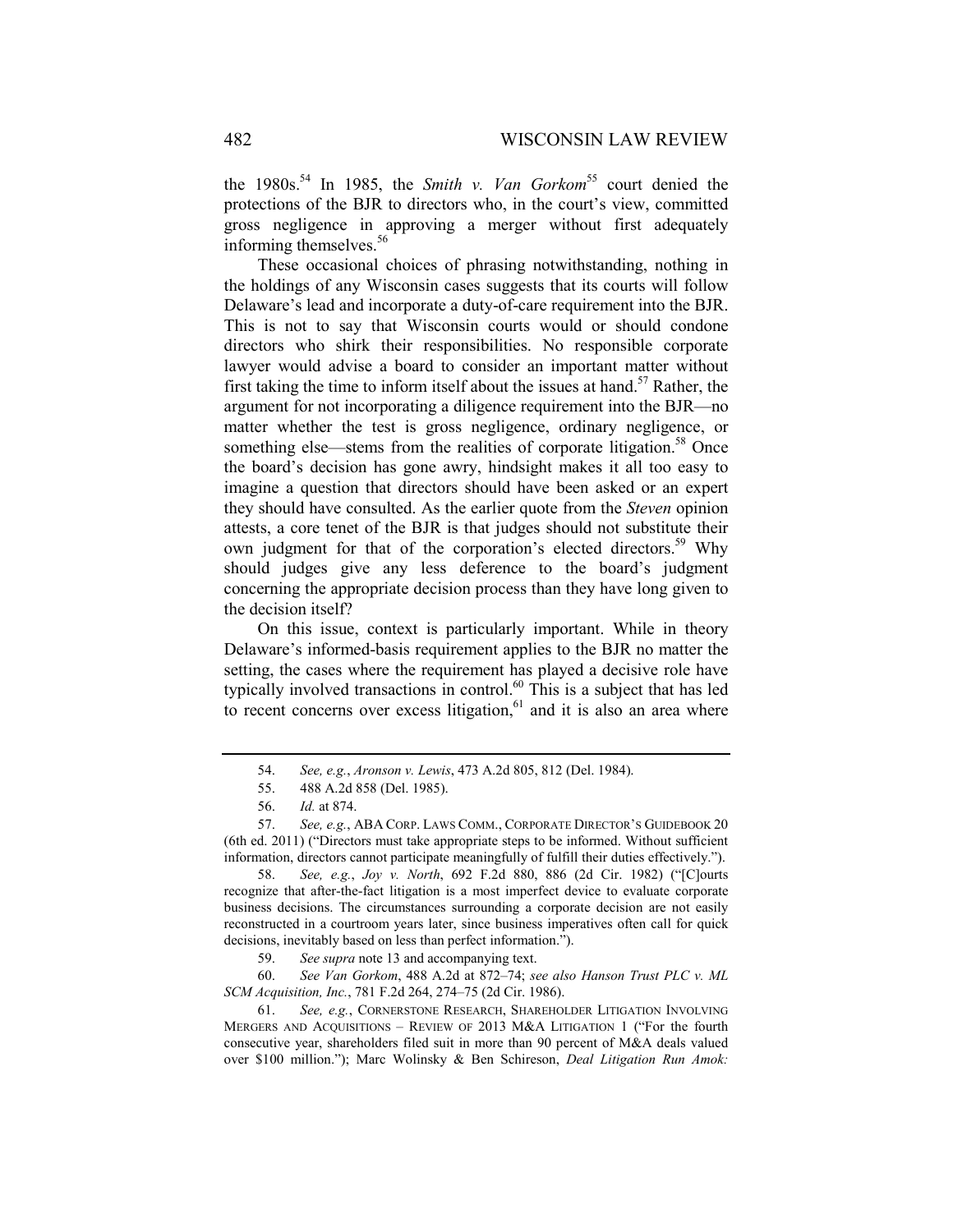the 1980s.[54] In 1985, the *Smith v. Van Gorkom*[55] court denied the protections of the BJR to directors who, in the court's view, committed gross negligence in approving a merger without first adequately informing themselves.[56]

These occasional choices of phrasing notwithstanding, nothing in the holdings of any Wisconsin cases suggests that its courts will follow Delaware's lead and incorporate a duty-of-care requirement into the BJR. This is not to say that Wisconsin courts would or should condone directors who shirk their responsibilities. No responsible corporate lawyer would advise a board to consider an important matter without first taking the time to inform itself about the issues at hand.[57] Rather, the argument for not incorporating a diligence requirement into the BJR—no matter whether the test is gross negligence, ordinary negligence, or something else—stems from the realities of corporate litigation.[58] Once the board's decision has gone awry, hindsight makes it all too easy to imagine a question that directors should have been asked or an expert they should have consulted. As the earlier quote from the *Steven* opinion attests, a core tenet of the BJR is that judges should not substitute their own judgment for that of the corporation's elected directors.[59] Why should judges give any less deference to the board's judgment concerning the appropriate decision process than they have long given to the decision itself?

On this issue, context is particularly important. While in theory Delaware's informed-basis requirement applies to the BJR no matter the setting, the cases where the requirement has played a decisive role have typically involved transactions in control.[60] This is a subject that has led to recent concerns over excess litigation,[61] and it is also an area where

---

54. *See, e.g.*, *Aronson v. Lewis*, 473 A.2d 805, 812 (Del. 1984).

55. 488 A.2d 858 (Del. 1985).

56. *Id.* at 874.

57. *See, e.g.*, ABA CORP. LAWS COMM., CORPORATE DIRECTOR'S GUIDEBOOK 20 (6th ed. 2011) ("Directors must take appropriate steps to be informed. Without sufficient information, directors cannot participate meaningfully of fulfill their duties effectively.").

58. *See, e.g.*, *Joy v. North*, 692 F.2d 880, 886 (2d Cir. 1982) ("[C]ourts recognize that after-the-fact litigation is a most imperfect device to evaluate corporate business decisions. The circumstances surrounding a corporate decision are not easily reconstructed in a courtroom years later, since business imperatives often call for quick decisions, inevitably based on less than perfect information.").

59. *See supra* note 13 and accompanying text.

60. *See Van Gorkom*, 488 A.2d at 872–74; *see also Hanson Trust PLC v. ML SCM Acquisition, Inc.*, 781 F.2d 264, 274–75 (2d Cir. 1986).

61. *See, e.g.*, CORNERSTONE RESEARCH, SHAREHOLDER LITIGATION INVOLVING MERGERS AND ACQUISITIONS – REVIEW OF 2013 M&A LITIGATION 1 ("For the fourth consecutive year, shareholders filed suit in more than 90 percent of M&A deals valued over $100 million."); Marc Wolinsky & Ben Schireson, *Deal Litigation Run Amok:*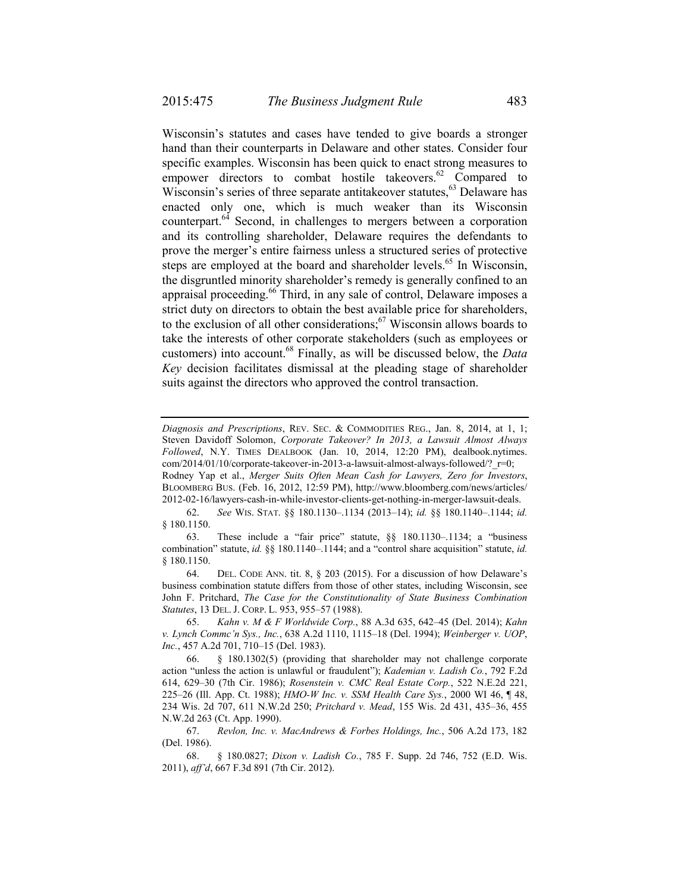Wisconsin's statutes and cases have tended to give boards a stronger hand than their counterparts in Delaware and other states. Consider four specific examples. Wisconsin has been quick to enact strong measures to empower directors to combat hostile takeovers.[62] Compared to Wisconsin's series of three separate antitakeover statutes,[63] Delaware has enacted only one, which is much weaker than its Wisconsin counterpart.[64] Second, in challenges to mergers between a corporation and its controlling shareholder, Delaware requires the defendants to prove the merger's entire fairness unless a structured series of protective steps are employed at the board and shareholder levels.[65] In Wisconsin, the disgruntled minority shareholder's remedy is generally confined to an appraisal proceeding.[66] Third, in any sale of control, Delaware imposes a strict duty on directors to obtain the best available price for shareholders, to the exclusion of all other considerations;[67] Wisconsin allows boards to take the interests of other corporate stakeholders (such as employees or customers) into account.[68] Finally, as will be discussed below, the *Data Key* decision facilitates dismissal at the pleading stage of shareholder suits against the directors who approved the control transaction.

---

*Diagnosis and Prescriptions*, REV. SEC. & COMMODITIES REG., Jan. 8, 2014, at 1, 1; Steven Davidoff Solomon, *Corporate Takeover? In 2013, a Lawsuit Almost Always Followed*, N.Y. TIMES DEALBOOK (Jan. 10, 2014, 12:20 PM), dealbook.nytimes.com/2014/01/10/corporate-takeover-in-2013-a-lawsuit-almost-always-followed/?_r=0; Rodney Yap et al., *Merger Suits Often Mean Cash for Lawyers, Zero for Investors*, BLOOMBERG BUS. (Feb. 16, 2012, 12:59 PM), http://www.bloomberg.com/news/articles/2012-02-16/lawyers-cash-in-while-investor-clients-get-nothing-in-merger-lawsuit-deals.

62. *See* WIS. STAT. §§ 180.1130–.1134 (2013–14); *id.* §§ 180.1140–.1144; *id.* § 180.1150.

63. These include a "fair price" statute, §§ 180.1130–.1134; a "business combination" statute, *id.* §§ 180.1140–.1144; and a "control share acquisition" statute, *id.* § 180.1150.

64. DEL. CODE ANN. tit. 8, § 203 (2015). For a discussion of how Delaware's business combination statute differs from those of other states, including Wisconsin, see John F. Pritchard, *The Case for the Constitutionality of State Business Combination Statutes*, 13 DEL. J. CORP. L. 953, 955–57 (1988).

65. *Kahn v. M & F Worldwide Corp.*, 88 A.3d 635, 642–45 (Del. 2014); *Kahn v. Lynch Commc'n Sys., Inc.*, 638 A.2d 1110, 1115–18 (Del. 1994); *Weinberger v. UOP, Inc.*, 457 A.2d 701, 710–15 (Del. 1983).

66. § 180.1302(5) (providing that shareholder may not challenge corporate action "unless the action is unlawful or fraudulent"); *Kademian v. Ladish Co.*, 792 F.2d 614, 629–30 (7th Cir. 1986); *Rosenstein v. CMC Real Estate Corp.*, 522 N.E.2d 221, 225–26 (Ill. App. Ct. 1988); *HMO-W Inc. v. SSM Health Care Sys.*, 2000 WI 46, ¶ 48, 234 Wis. 2d 707, 611 N.W.2d 250; *Pritchard v. Mead*, 155 Wis. 2d 431, 435–36, 455 N.W.2d 263 (Ct. App. 1990).

67. *Revlon, Inc. v. MacAndrews & Forbes Holdings, Inc.*, 506 A.2d 173, 182 (Del. 1986).

68. § 180.0827; *Dixon v. Ladish Co.*, 785 F. Supp. 2d 746, 752 (E.D. Wis. 2011), *aff'd*, 667 F.3d 891 (7th Cir. 2012).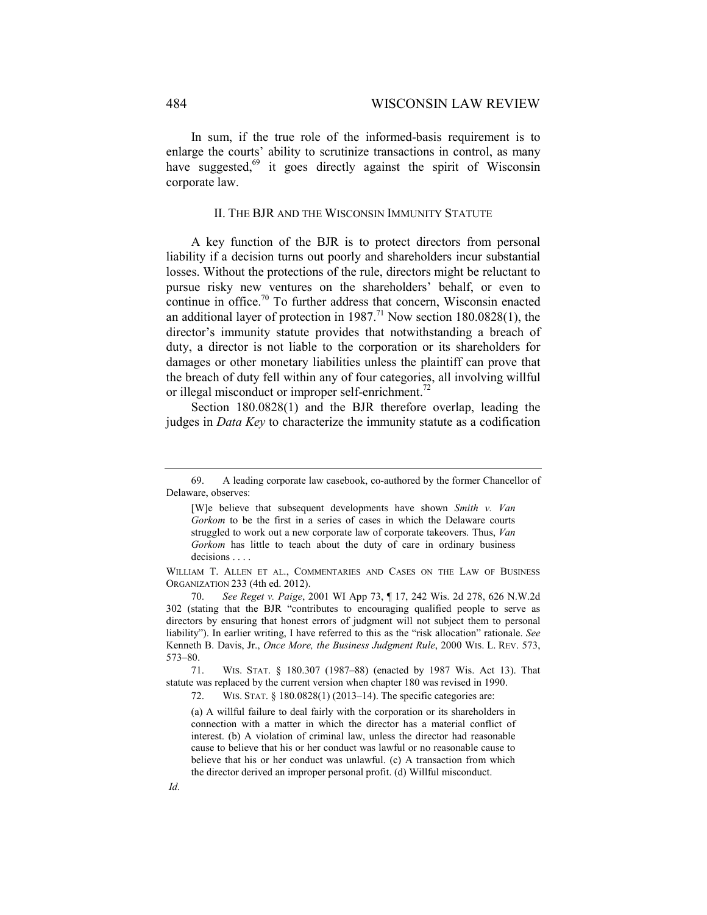In sum, if the true role of the informed-basis requirement is to enlarge the courts' ability to scrutinize transactions in control, as many have suggested,[69] it goes directly against the spirit of Wisconsin corporate law.

## II. THE BJR AND THE WISCONSIN IMMUNITY STATUTE

A key function of the BJR is to protect directors from personal liability if a decision turns out poorly and shareholders incur substantial losses. Without the protections of the rule, directors might be reluctant to pursue risky new ventures on the shareholders' behalf, or even to continue in office.[70] To further address that concern, Wisconsin enacted an additional layer of protection in 1987.[71] Now section 180.0828(1), the director's immunity statute provides that notwithstanding a breach of duty, a director is not liable to the corporation or its shareholders for damages or other monetary liabilities unless the plaintiff can prove that the breach of duty fell within any of four categories, all involving willful or illegal misconduct or improper self-enrichment.[72]

Section 180.0828(1) and the BJR therefore overlap, leading the judges in *Data Key* to characterize the immunity statute as a codification

---

69. A leading corporate law casebook, co-authored by the former Chancellor of Delaware, observes:

> [W]e believe that subsequent developments have shown *Smith v. Van Gorkom* to be the first in a series of cases in which the Delaware courts struggled to work out a new corporate law of corporate takeovers. Thus, *Van Gorkom* has little to teach about the duty of care in ordinary business decisions . . . .

WILLIAM T. ALLEN ET AL., COMMENTARIES AND CASES ON THE LAW OF BUSINESS ORGANIZATION 233 (4th ed. 2012).

70. *See Reget v. Paige*, 2001 WI App 73, ¶ 17, 242 Wis. 2d 278, 626 N.W.2d 302 (stating that the BJR "contributes to encouraging qualified people to serve as directors by ensuring that honest errors of judgment will not subject them to personal liability"). In earlier writing, I have referred to this as the "risk allocation" rationale. *See* Kenneth B. Davis, Jr., *Once More, the Business Judgment Rule*, 2000 WIS. L. REV. 573, 573–80.

71. WIS. STAT. § 180.307 (1987–88) (enacted by 1987 Wis. Act 13). That statute was replaced by the current version when chapter 180 was revised in 1990.

72. WIS. STAT. § 180.0828(1) (2013–14). The specific categories are:

> (a) A willful failure to deal fairly with the corporation or its shareholders in connection with a matter in which the director has a material conflict of interest. (b) A violation of criminal law, unless the director had reasonable cause to believe that his or her conduct was lawful or no reasonable cause to believe that his or her conduct was unlawful. (c) A transaction from which the director derived an improper personal profit. (d) Willful misconduct.

*Id.*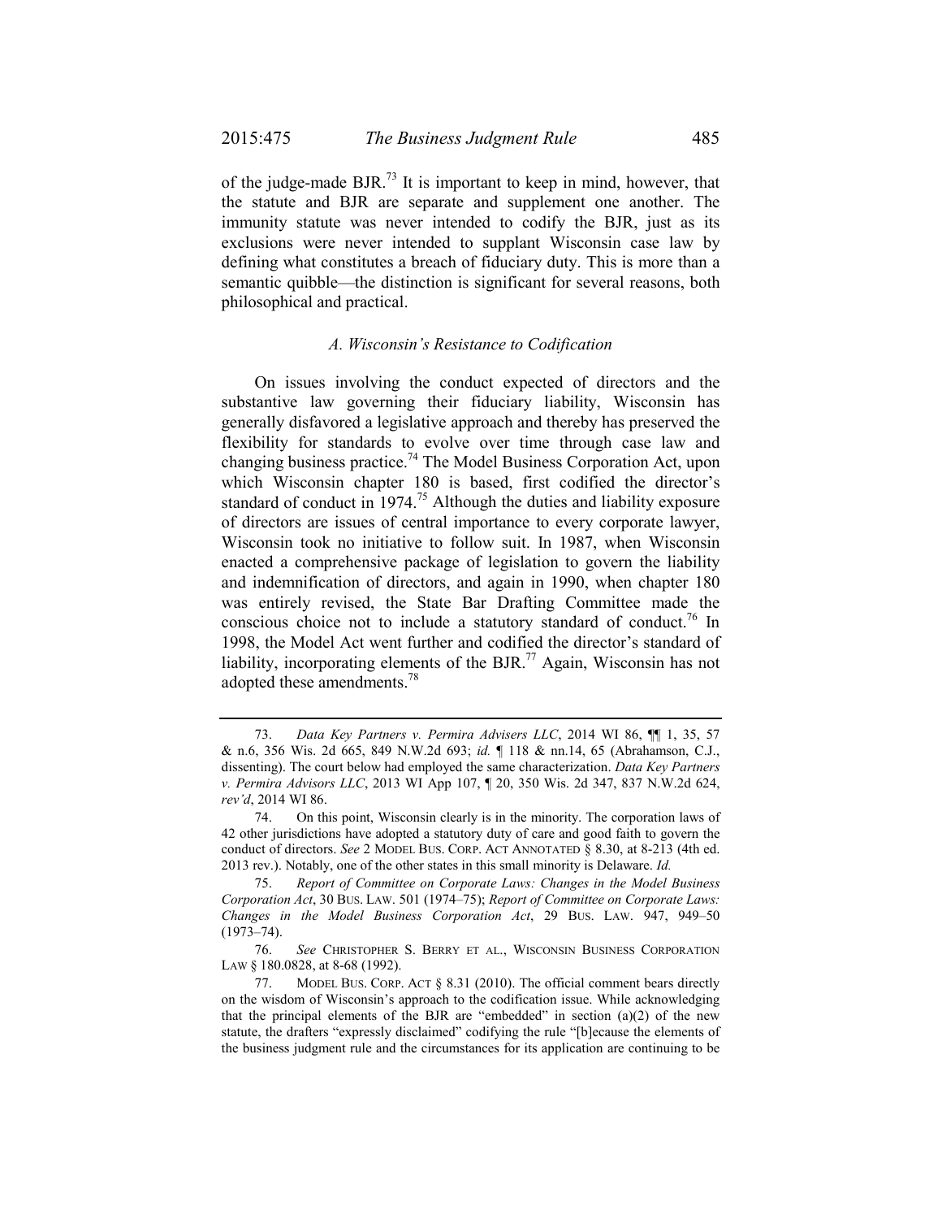of the judge-made BJR.[73] It is important to keep in mind, however, that the statute and BJR are separate and supplement one another. The immunity statute was never intended to codify the BJR, just as its exclusions were never intended to supplant Wisconsin case law by defining what constitutes a breach of fiduciary duty. This is more than a semantic quibble—the distinction is significant for several reasons, both philosophical and practical.

### *A. Wisconsin's Resistance to Codification*

On issues involving the conduct expected of directors and the substantive law governing their fiduciary liability, Wisconsin has generally disfavored a legislative approach and thereby has preserved the flexibility for standards to evolve over time through case law and changing business practice.[74] The Model Business Corporation Act, upon which Wisconsin chapter 180 is based, first codified the director's standard of conduct in 1974.[75] Although the duties and liability exposure of directors are issues of central importance to every corporate lawyer, Wisconsin took no initiative to follow suit. In 1987, when Wisconsin enacted a comprehensive package of legislation to govern the liability and indemnification of directors, and again in 1990, when chapter 180 was entirely revised, the State Bar Drafting Committee made the conscious choice not to include a statutory standard of conduct.[76] In 1998, the Model Act went further and codified the director's standard of liability, incorporating elements of the BJR.[77] Again, Wisconsin has not adopted these amendments.[78]

---

73. *Data Key Partners v. Permira Advisers LLC*, 2014 WI 86, ¶¶ 1, 35, 57 & n.6, 356 Wis. 2d 665, 849 N.W.2d 693; *id.* ¶ 118 & nn.14, 65 (Abrahamson, C.J., dissenting). The court below had employed the same characterization. *Data Key Partners v. Permira Advisors LLC*, 2013 WI App 107, ¶ 20, 350 Wis. 2d 347, 837 N.W.2d 624, *rev'd*, 2014 WI 86.

74. On this point, Wisconsin clearly is in the minority. The corporation laws of 42 other jurisdictions have adopted a statutory duty of care and good faith to govern the conduct of directors. *See* 2 MODEL BUS. CORP. ACT ANNOTATED § 8.30, at 8-213 (4th ed. 2013 rev.). Notably, one of the other states in this small minority is Delaware. *Id.*

75. *Report of Committee on Corporate Laws: Changes in the Model Business Corporation Act*, 30 BUS. LAW. 501 (1974–75); *Report of Committee on Corporate Laws: Changes in the Model Business Corporation Act*, 29 BUS. LAW. 947, 949–50 (1973–74).

76. *See* CHRISTOPHER S. BERRY ET AL., WISCONSIN BUSINESS CORPORATION LAW § 180.0828, at 8-68 (1992).

77. MODEL BUS. CORP. ACT § 8.31 (2010). The official comment bears directly on the wisdom of Wisconsin's approach to the codification issue. While acknowledging that the principal elements of the BJR are "embedded" in section (a)(2) of the new statute, the drafters "expressly disclaimed" codifying the rule "[b]ecause the elements of the business judgment rule and the circumstances for its application are continuing to be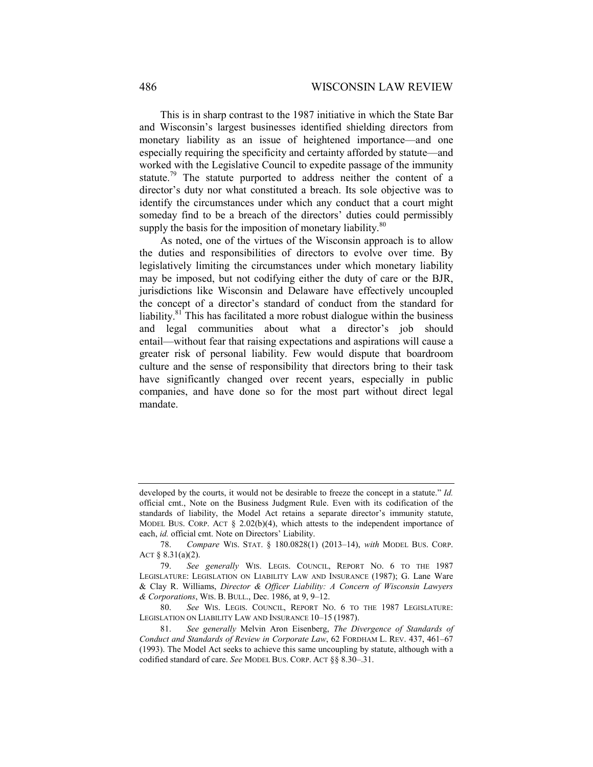This is in sharp contrast to the 1987 initiative in which the State Bar and Wisconsin's largest businesses identified shielding directors from monetary liability as an issue of heightened importance—and one especially requiring the specificity and certainty afforded by statute—and worked with the Legislative Council to expedite passage of the immunity statute.[79] The statute purported to address neither the content of a director's duty nor what constituted a breach. Its sole objective was to identify the circumstances under which any conduct that a court might someday find to be a breach of the directors' duties could permissibly supply the basis for the imposition of monetary liability.[80]

As noted, one of the virtues of the Wisconsin approach is to allow the duties and responsibilities of directors to evolve over time. By legislatively limiting the circumstances under which monetary liability may be imposed, but not codifying either the duty of care or the BJR, jurisdictions like Wisconsin and Delaware have effectively uncoupled the concept of a director's standard of conduct from the standard for liability.[81] This has facilitated a more robust dialogue within the business and legal communities about what a director's job should entail—without fear that raising expectations and aspirations will cause a greater risk of personal liability. Few would dispute that boardroom culture and the sense of responsibility that directors bring to their task have significantly changed over recent years, especially in public companies, and have done so for the most part without direct legal mandate.

---

developed by the courts, it would not be desirable to freeze the concept in a statute." *Id.* official cmt., Note on the Business Judgment Rule. Even with its codification of the standards of liability, the Model Act retains a separate director's immunity statute, MODEL BUS. CORP. ACT § 2.02(b)(4), which attests to the independent importance of each, *id.* official cmt. Note on Directors' Liability.

78. *Compare* WIS. STAT. § 180.0828(1) (2013–14), *with* MODEL BUS. CORP. ACT § 8.31(a)(2).

79. *See generally* WIS. LEGIS. COUNCIL, REPORT NO. 6 TO THE 1987 LEGISLATURE: LEGISLATION ON LIABILITY LAW AND INSURANCE (1987); G. Lane Ware & Clay R. Williams, *Director & Officer Liability: A Concern of Wisconsin Lawyers & Corporations*, WIS. B. BULL., Dec. 1986, at 9, 9–12.

80. *See* WIS. LEGIS. COUNCIL, REPORT NO. 6 TO THE 1987 LEGISLATURE: LEGISLATION ON LIABILITY LAW AND INSURANCE 10–15 (1987).

81. *See generally* Melvin Aron Eisenberg, *The Divergence of Standards of Conduct and Standards of Review in Corporate Law*, 62 FORDHAM L. REV. 437, 461–67 (1993). The Model Act seeks to achieve this same uncoupling by statute, although with a codified standard of care. *See* MODEL BUS. CORP. ACT §§ 8.30–.31.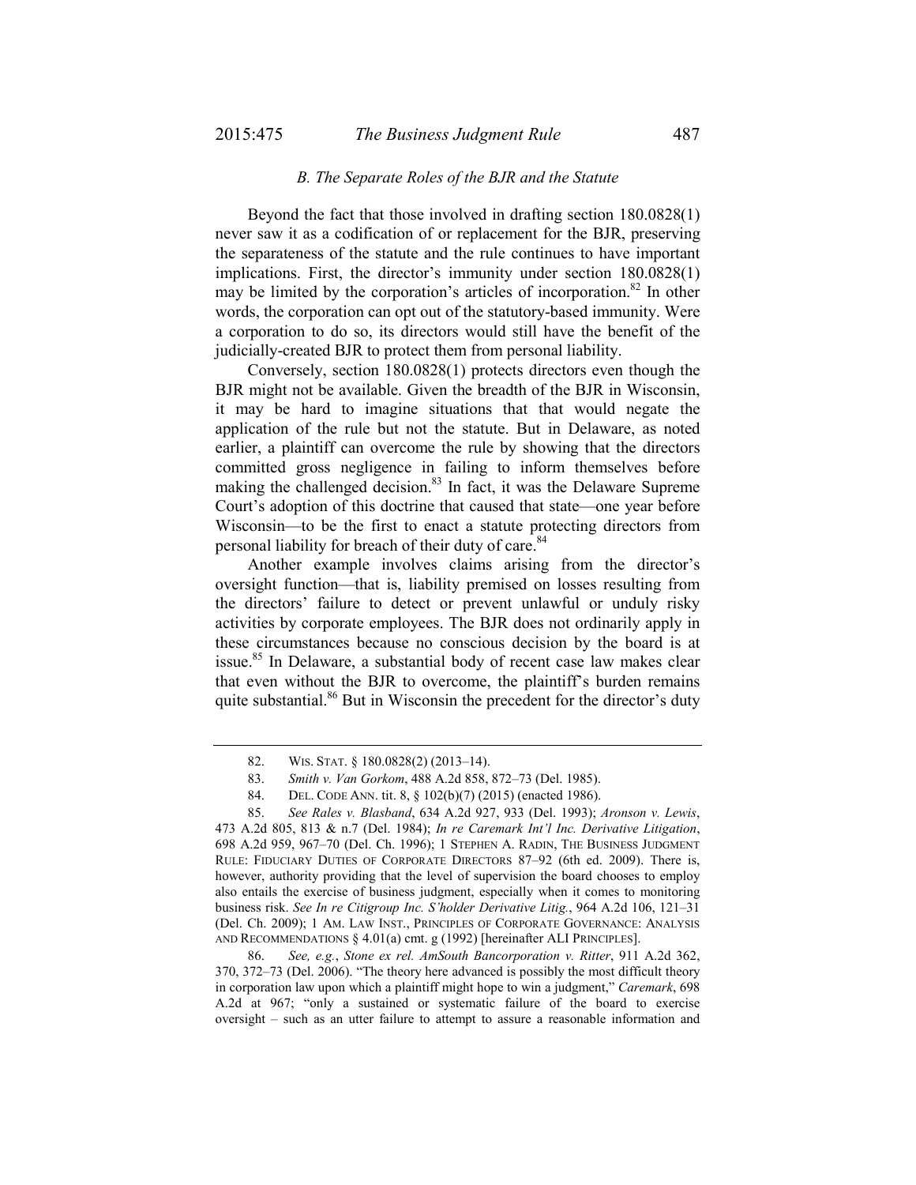### *B. The Separate Roles of the BJR and the Statute*

Beyond the fact that those involved in drafting section 180.0828(1) never saw it as a codification of or replacement for the BJR, preserving the separateness of the statute and the rule continues to have important implications. First, the director's immunity under section 180.0828(1) may be limited by the corporation's articles of incorporation.[82] In other words, the corporation can opt out of the statutory-based immunity. Were a corporation to do so, its directors would still have the benefit of the judicially-created BJR to protect them from personal liability.

Conversely, section 180.0828(1) protects directors even though the BJR might not be available. Given the breadth of the BJR in Wisconsin, it may be hard to imagine situations that that would negate the application of the rule but not the statute. But in Delaware, as noted earlier, a plaintiff can overcome the rule by showing that the directors committed gross negligence in failing to inform themselves before making the challenged decision.[83] In fact, it was the Delaware Supreme Court's adoption of this doctrine that caused that state—one year before Wisconsin—to be the first to enact a statute protecting directors from personal liability for breach of their duty of care.[84]

Another example involves claims arising from the director's oversight function—that is, liability premised on losses resulting from the directors' failure to detect or prevent unlawful or unduly risky activities by corporate employees. The BJR does not ordinarily apply in these circumstances because no conscious decision by the board is at issue.[85] In Delaware, a substantial body of recent case law makes clear that even without the BJR to overcome, the plaintiff's burden remains quite substantial.[86] But in Wisconsin the precedent for the director's duty

---

82. WIS. STAT. § 180.0828(2) (2013–14).

83. *Smith v. Van Gorkom*, 488 A.2d 858, 872–73 (Del. 1985).

84. DEL. CODE ANN. tit. 8, § 102(b)(7) (2015) (enacted 1986).

85. *See Rales v. Blasband*, 634 A.2d 927, 933 (Del. 1993); *Aronson v. Lewis*, 473 A.2d 805, 813 & n.7 (Del. 1984); *In re Caremark Int'l Inc. Derivative Litigation*, 698 A.2d 959, 967–70 (Del. Ch. 1996); 1 STEPHEN A. RADIN, THE BUSINESS JUDGMENT RULE: FIDUCIARY DUTIES OF CORPORATE DIRECTORS 87–92 (6th ed. 2009). There is, however, authority providing that the level of supervision the board chooses to employ also entails the exercise of business judgment, especially when it comes to monitoring business risk. *See In re Citigroup Inc. S'holder Derivative Litig.*, 964 A.2d 106, 121–31 (Del. Ch. 2009); 1 AM. LAW INST., PRINCIPLES OF CORPORATE GOVERNANCE: ANALYSIS AND RECOMMENDATIONS § 4.01(a) cmt. g (1992) [hereinafter ALI PRINCIPLES].

86. *See, e.g.*, *Stone ex rel. AmSouth Bancorporation v. Ritter*, 911 A.2d 362, 370, 372–73 (Del. 2006). "The theory here advanced is possibly the most difficult theory in corporation law upon which a plaintiff might hope to win a judgment," *Caremark*, 698 A.2d at 967; "only a sustained or systematic failure of the board to exercise oversight – such as an utter failure to attempt to assure a reasonable information and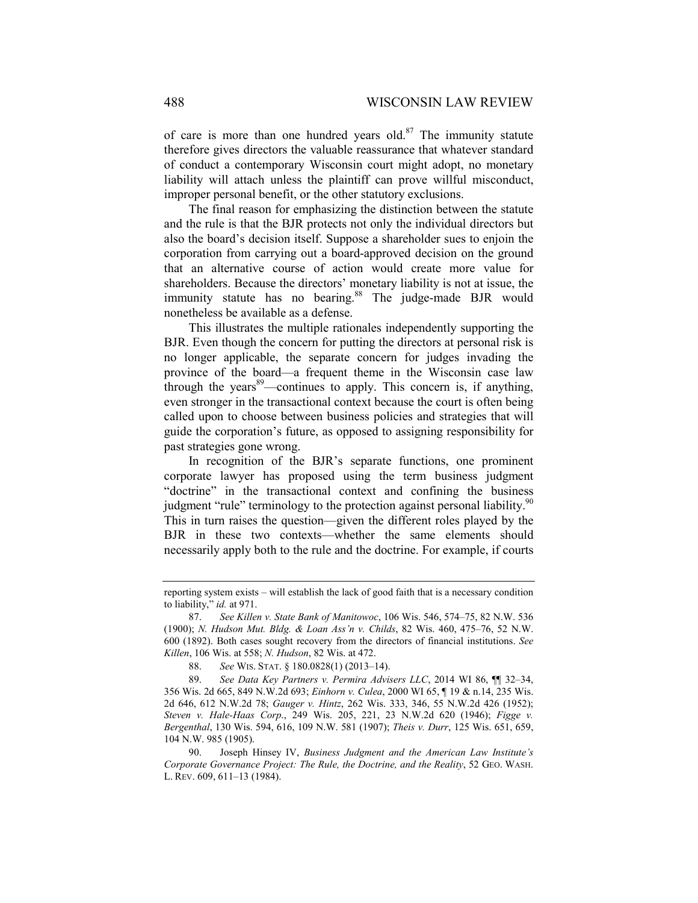of care is more than one hundred years old.[87] The immunity statute therefore gives directors the valuable reassurance that whatever standard of conduct a contemporary Wisconsin court might adopt, no monetary liability will attach unless the plaintiff can prove willful misconduct, improper personal benefit, or the other statutory exclusions.

The final reason for emphasizing the distinction between the statute and the rule is that the BJR protects not only the individual directors but also the board's decision itself. Suppose a shareholder sues to enjoin the corporation from carrying out a board-approved decision on the ground that an alternative course of action would create more value for shareholders. Because the directors' monetary liability is not at issue, the immunity statute has no bearing.[88] The judge-made BJR would nonetheless be available as a defense.

This illustrates the multiple rationales independently supporting the BJR. Even though the concern for putting the directors at personal risk is no longer applicable, the separate concern for judges invading the province of the board—a frequent theme in the Wisconsin case law through the years[89]—continues to apply. This concern is, if anything, even stronger in the transactional context because the court is often being called upon to choose between business policies and strategies that will guide the corporation's future, as opposed to assigning responsibility for past strategies gone wrong.

In recognition of the BJR's separate functions, one prominent corporate lawyer has proposed using the term business judgment "doctrine" in the transactional context and confining the business judgment "rule" terminology to the protection against personal liability.[90] This in turn raises the question—given the different roles played by the BJR in these two contexts—whether the same elements should necessarily apply both to the rule and the doctrine. For example, if courts

---

reporting system exists – will establish the lack of good faith that is a necessary condition to liability," *id.* at 971.

87. *See Killen v. State Bank of Manitowoc*, 106 Wis. 546, 574–75, 82 N.W. 536 (1900); *N. Hudson Mut. Bldg. & Loan Ass'n v. Childs*, 82 Wis. 460, 475–76, 52 N.W. 600 (1892). Both cases sought recovery from the directors of financial institutions. *See Killen*, 106 Wis. at 558; *N. Hudson*, 82 Wis. at 472.

88. *See* WIS. STAT. § 180.0828(1) (2013–14).

89. *See Data Key Partners v. Permira Advisers LLC*, 2014 WI 86, ¶¶ 32–34, 356 Wis. 2d 665, 849 N.W.2d 693; *Einhorn v. Culea*, 2000 WI 65, ¶ 19 & n.14, 235 Wis. 2d 646, 612 N.W.2d 78; *Gauger v. Hintz*, 262 Wis. 333, 346, 55 N.W.2d 426 (1952); *Steven v. Hale-Haas Corp.*, 249 Wis. 205, 221, 23 N.W.2d 620 (1946); *Figge v. Bergenthal*, 130 Wis. 594, 616, 109 N.W. 581 (1907); *Theis v. Durr*, 125 Wis. 651, 659, 104 N.W. 985 (1905).

90. Joseph Hinsey IV, *Business Judgment and the American Law Institute's Corporate Governance Project: The Rule, the Doctrine, and the Reality*, 52 GEO. WASH. L. REV. 609, 611–13 (1984).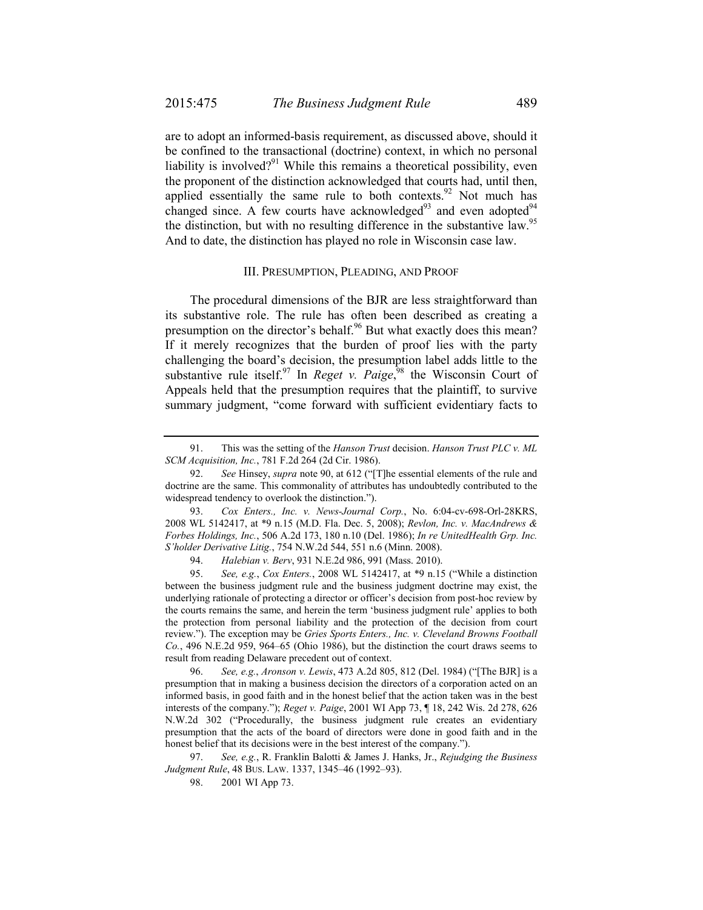are to adopt an informed-basis requirement, as discussed above, should it be confined to the transactional (doctrine) context, in which no personal liability is involved?[91] While this remains a theoretical possibility, even the proponent of the distinction acknowledged that courts had, until then, applied essentially the same rule to both contexts.[92] Not much has changed since. A few courts have acknowledged[93] and even adopted[94] the distinction, but with no resulting difference in the substantive law.[95] And to date, the distinction has played no role in Wisconsin case law.

## III. Presumption, Pleading, and Proof

The procedural dimensions of the BJR are less straightforward than its substantive role. The rule has often been described as creating a presumption on the director's behalf.[96] But what exactly does this mean? If it merely recognizes that the burden of proof lies with the party challenging the board's decision, the presumption label adds little to the substantive rule itself.[97] In *Reget v. Paige*,[98] the Wisconsin Court of Appeals held that the presumption requires that the plaintiff, to survive summary judgment, "come forward with sufficient evidentiary facts to

---

91. This was the setting of the *Hanson Trust* decision. *Hanson Trust PLC v. ML SCM Acquisition, Inc.*, 781 F.2d 264 (2d Cir. 1986).

92. *See* Hinsey, *supra* note 90, at 612 ("[T]he essential elements of the rule and doctrine are the same. This commonality of attributes has undoubtedly contributed to the widespread tendency to overlook the distinction.").

93. *Cox Enters., Inc. v. News-Journal Corp.*, No. 6:04-cv-698-Orl-28KRS, 2008 WL 5142417, at *9 n.15 (M.D. Fla. Dec. 5, 2008); *Revlon, Inc. v. MacAndrews & Forbes Holdings, Inc.*, 506 A.2d 173, 180 n.10 (Del. 1986); *In re UnitedHealth Grp. Inc. S'holder Derivative Litig.*, 754 N.W.2d 544, 551 n.6 (Minn. 2008).

94. *Halebian v. Berv*, 931 N.E.2d 986, 991 (Mass. 2010).

95. *See, e.g.*, *Cox Enters.*, 2008 WL 5142417, at *9 n.15 ("While a distinction between the business judgment rule and the business judgment doctrine may exist, the underlying rationale of protecting a director or officer's decision from post-hoc review by the courts remains the same, and herein the term 'business judgment rule' applies to both the protection from personal liability and the protection of the decision from court review."). The exception may be *Gries Sports Enters., Inc. v. Cleveland Browns Football Co.*, 496 N.E.2d 959, 964–65 (Ohio 1986), but the distinction the court draws seems to result from reading Delaware precedent out of context.

96. *See, e.g.*, *Aronson v. Lewis*, 473 A.2d 805, 812 (Del. 1984) ("[The BJR] is a presumption that in making a business decision the directors of a corporation acted on an informed basis, in good faith and in the honest belief that the action taken was in the best interests of the company."); *Reget v. Paige*, 2001 WI App 73, ¶ 18, 242 Wis. 2d 278, 626 N.W.2d 302 ("Procedurally, the business judgment rule creates an evidentiary presumption that the acts of the board of directors were done in good faith and in the honest belief that its decisions were in the best interest of the company.").

97. *See, e.g.*, R. Franklin Balotti & James J. Hanks, Jr., *Rejudging the Business Judgment Rule*, 48 Bus. Law. 1337, 1345–46 (1992–93).

98. 2001 WI App 73.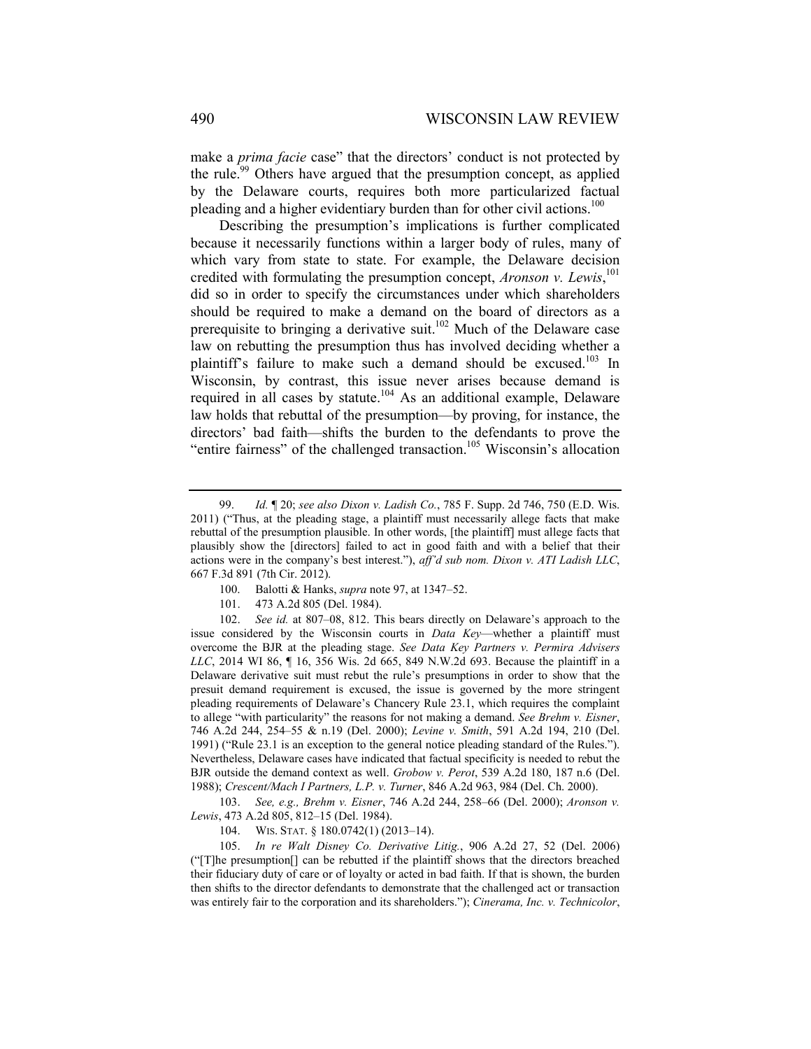make a *prima facie* case" that the directors' conduct is not protected by the rule.[99] Others have argued that the presumption concept, as applied by the Delaware courts, requires both more particularized factual pleading and a higher evidentiary burden than for other civil actions.[100]

Describing the presumption's implications is further complicated because it necessarily functions within a larger body of rules, many of which vary from state to state. For example, the Delaware decision credited with formulating the presumption concept, *Aronson v. Lewis*,[101] did so in order to specify the circumstances under which shareholders should be required to make a demand on the board of directors as a prerequisite to bringing a derivative suit.[102] Much of the Delaware case law on rebutting the presumption thus has involved deciding whether a plaintiff's failure to make such a demand should be excused.[103] In Wisconsin, by contrast, this issue never arises because demand is required in all cases by statute.[104] As an additional example, Delaware law holds that rebuttal of the presumption—by proving, for instance, the directors' bad faith—shifts the burden to the defendants to prove the "entire fairness" of the challenged transaction.[105] Wisconsin's allocation

---

99. *Id.* ¶ 20; *see also Dixon v. Ladish Co.*, 785 F. Supp. 2d 746, 750 (E.D. Wis. 2011) ("Thus, at the pleading stage, a plaintiff must necessarily allege facts that make rebuttal of the presumption plausible. In other words, [the plaintiff] must allege facts that plausibly show the [directors] failed to act in good faith and with a belief that their actions were in the company's best interest."), *aff'd sub nom. Dixon v. ATI Ladish LLC*, 667 F.3d 891 (7th Cir. 2012).

100. Balotti & Hanks, *supra* note 97, at 1347–52.

101. 473 A.2d 805 (Del. 1984).

102. *See id.* at 807–08, 812. This bears directly on Delaware's approach to the issue considered by the Wisconsin courts in *Data Key*—whether a plaintiff must overcome the BJR at the pleading stage. *See Data Key Partners v. Permira Advisers LLC*, 2014 WI 86, ¶ 16, 356 Wis. 2d 665, 849 N.W.2d 693. Because the plaintiff in a Delaware derivative suit must rebut the rule's presumptions in order to show that the presuit demand requirement is excused, the issue is governed by the more stringent pleading requirements of Delaware's Chancery Rule 23.1, which requires the complaint to allege "with particularity" the reasons for not making a demand. *See Brehm v. Eisner*, 746 A.2d 244, 254–55 & n.19 (Del. 2000); *Levine v. Smith*, 591 A.2d 194, 210 (Del. 1991) ("Rule 23.1 is an exception to the general notice pleading standard of the Rules."). Nevertheless, Delaware cases have indicated that factual specificity is needed to rebut the BJR outside the demand context as well. *Grobow v. Perot*, 539 A.2d 180, 187 n.6 (Del. 1988); *Crescent/Mach I Partners, L.P. v. Turner*, 846 A.2d 963, 984 (Del. Ch. 2000).

103. *See, e.g.*, *Brehm v. Eisner*, 746 A.2d 244, 258–66 (Del. 2000); *Aronson v. Lewis*, 473 A.2d 805, 812–15 (Del. 1984).

104. WIS. STAT. § 180.0742(1) (2013–14).

105. *In re Walt Disney Co. Derivative Litig.*, 906 A.2d 27, 52 (Del. 2006) ("[T]he presumption[] can be rebutted if the plaintiff shows that the directors breached their fiduciary duty of care or of loyalty or acted in bad faith. If that is shown, the burden then shifts to the director defendants to demonstrate that the challenged act or transaction was entirely fair to the corporation and its shareholders."); *Cinerama, Inc. v. Technicolor*,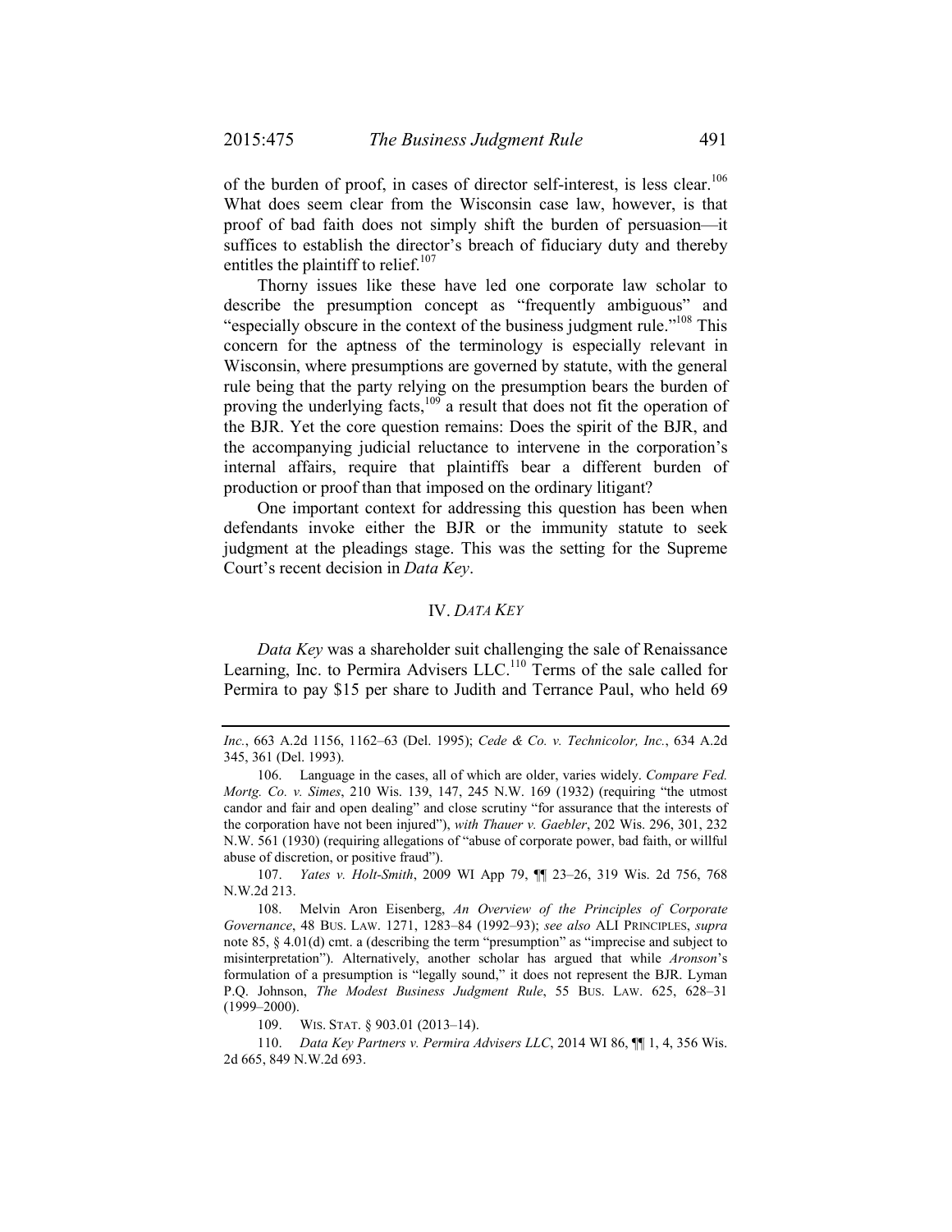of the burden of proof, in cases of director self-interest, is less clear.[106] What does seem clear from the Wisconsin case law, however, is that proof of bad faith does not simply shift the burden of persuasion—it suffices to establish the director's breach of fiduciary duty and thereby entitles the plaintiff to relief.[107]

Thorny issues like these have led one corporate law scholar to describe the presumption concept as "frequently ambiguous" and "especially obscure in the context of the business judgment rule."[108] This concern for the aptness of the terminology is especially relevant in Wisconsin, where presumptions are governed by statute, with the general rule being that the party relying on the presumption bears the burden of proving the underlying facts,[109] a result that does not fit the operation of the BJR. Yet the core question remains: Does the spirit of the BJR, and the accompanying judicial reluctance to intervene in the corporation's internal affairs, require that plaintiffs bear a different burden of production or proof than that imposed on the ordinary litigant?

One important context for addressing this question has been when defendants invoke either the BJR or the immunity statute to seek judgment at the pleadings stage. This was the setting for the Supreme Court's recent decision in *Data Key*.

## IV. *DATA KEY*

*Data Key* was a shareholder suit challenging the sale of Renaissance Learning, Inc. to Permira Advisers LLC.[110] Terms of the sale called for Permira to pay $15 per share to Judith and Terrance Paul, who held 69

---

*Inc.*, 663 A.2d 1156, 1162–63 (Del. 1995); *Cede & Co. v. Technicolor, Inc.*, 634 A.2d 345, 361 (Del. 1993).

106. Language in the cases, all of which are older, varies widely. *Compare Fed. Mortg. Co. v. Simes*, 210 Wis. 139, 147, 245 N.W. 169 (1932) (requiring "the utmost candor and fair and open dealing" and close scrutiny "for assurance that the interests of the corporation have not been injured"), *with Thauer v. Gaebler*, 202 Wis. 296, 301, 232 N.W. 561 (1930) (requiring allegations of "abuse of corporate power, bad faith, or willful abuse of discretion, or positive fraud").

107. *Yates v. Holt-Smith*, 2009 WI App 79, ¶¶ 23–26, 319 Wis. 2d 756, 768 N.W.2d 213.

108. Melvin Aron Eisenberg, *An Overview of the Principles of Corporate Governance*, 48 BUS. LAW. 1271, 1283–84 (1992–93); *see also* ALI PRINCIPLES, *supra* note 85, § 4.01(d) cmt. a (describing the term "presumption" as "imprecise and subject to misinterpretation"). Alternatively, another scholar has argued that while *Aronson*'s formulation of a presumption is "legally sound," it does not represent the BJR. Lyman P.Q. Johnson, *The Modest Business Judgment Rule*, 55 BUS. LAW. 625, 628–31 (1999–2000).

109. WIS. STAT. § 903.01 (2013–14).

110. *Data Key Partners v. Permira Advisers LLC*, 2014 WI 86, ¶¶ 1, 4, 356 Wis. 2d 665, 849 N.W.2d 693.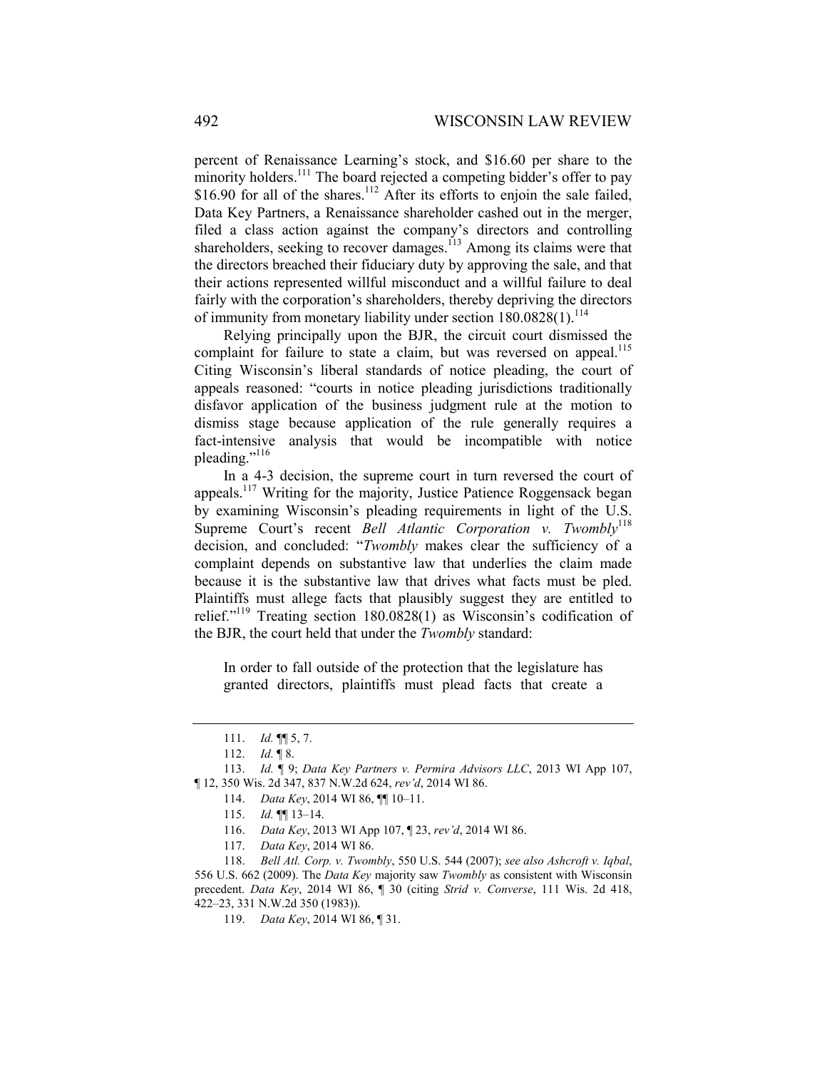percent of Renaissance Learning's stock, and $16.60 per share to the minority holders.[111] The board rejected a competing bidder's offer to pay $16.90 for all of the shares.[112] After its efforts to enjoin the sale failed, Data Key Partners, a Renaissance shareholder cashed out in the merger, filed a class action against the company's directors and controlling shareholders, seeking to recover damages.[113] Among its claims were that the directors breached their fiduciary duty by approving the sale, and that their actions represented willful misconduct and a willful failure to deal fairly with the corporation's shareholders, thereby depriving the directors of immunity from monetary liability under section 180.0828(1).[114]

Relying principally upon the BJR, the circuit court dismissed the complaint for failure to state a claim, but was reversed on appeal.[115] Citing Wisconsin's liberal standards of notice pleading, the court of appeals reasoned: "courts in notice pleading jurisdictions traditionally disfavor application of the business judgment rule at the motion to dismiss stage because application of the rule generally requires a fact-intensive analysis that would be incompatible with notice pleading."[116]

In a 4-3 decision, the supreme court in turn reversed the court of appeals.[117] Writing for the majority, Justice Patience Roggensack began by examining Wisconsin's pleading requirements in light of the U.S. Supreme Court's recent *Bell Atlantic Corporation v. Twombly*[118] decision, and concluded: "*Twombly* makes clear the sufficiency of a complaint depends on substantive law that underlies the claim made because it is the substantive law that drives what facts must be pled. Plaintiffs must allege facts that plausibly suggest they are entitled to relief."[119] Treating section 180.0828(1) as Wisconsin's codification of the BJR, the court held that under the *Twombly* standard:

> In order to fall outside of the protection that the legislature has granted directors, plaintiffs must plead facts that create a

---

111. *Id.* ¶¶ 5, 7.

112. *Id.* ¶ 8.

113. *Id.* ¶ 9; *Data Key Partners v. Permira Advisors LLC*, 2013 WI App 107, ¶ 12, 350 Wis. 2d 347, 837 N.W.2d 624, *rev'd*, 2014 WI 86.

114. *Data Key*, 2014 WI 86, ¶¶ 10–11.

115. *Id.* ¶¶ 13–14.

116. *Data Key*, 2013 WI App 107, ¶ 23, *rev'd*, 2014 WI 86.

117. *Data Key*, 2014 WI 86.

118. *Bell Atl. Corp. v. Twombly*, 550 U.S. 544 (2007); *see also Ashcroft v. Iqbal*, 556 U.S. 662 (2009). The *Data Key* majority saw *Twombly* as consistent with Wisconsin precedent. *Data Key*, 2014 WI 86, ¶ 30 (citing *Strid v. Converse*, 111 Wis. 2d 418, 422–23, 331 N.W.2d 350 (1983)).

119. *Data Key*, 2014 WI 86, ¶ 31.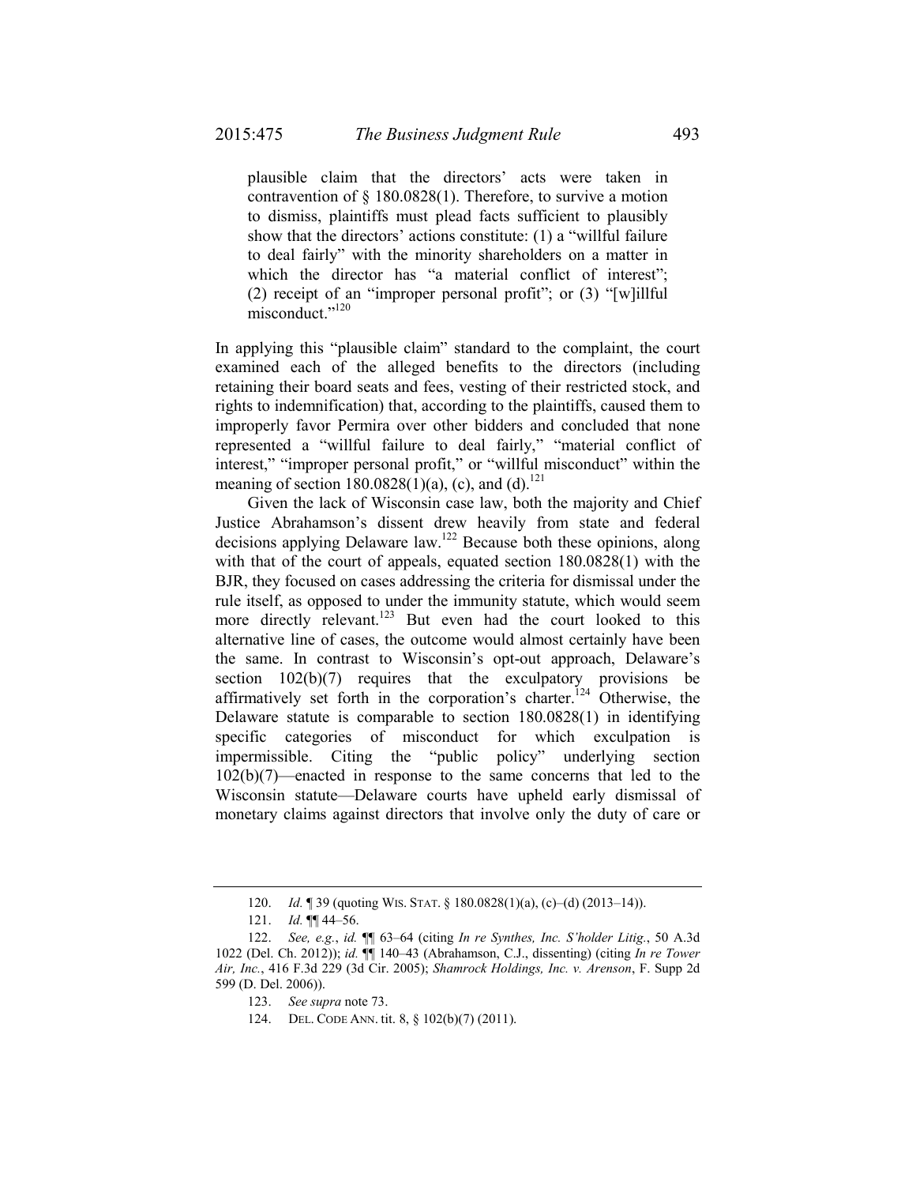> plausible claim that the directors' acts were taken in contravention of § 180.0828(1). Therefore, to survive a motion to dismiss, plaintiffs must plead facts sufficient to plausibly show that the directors' actions constitute: (1) a "willful failure to deal fairly" with the minority shareholders on a matter in which the director has "a material conflict of interest"; (2) receipt of an "improper personal profit"; or (3) "[w]illful misconduct."[120]

In applying this "plausible claim" standard to the complaint, the court examined each of the alleged benefits to the directors (including retaining their board seats and fees, vesting of their restricted stock, and rights to indemnification) that, according to the plaintiffs, caused them to improperly favor Permira over other bidders and concluded that none represented a "willful failure to deal fairly," "material conflict of interest," "improper personal profit," or "willful misconduct" within the meaning of section 180.0828(1)(a), (c), and (d).[121]

Given the lack of Wisconsin case law, both the majority and Chief Justice Abrahamson's dissent drew heavily from state and federal decisions applying Delaware law.[122] Because both these opinions, along with that of the court of appeals, equated section 180.0828(1) with the BJR, they focused on cases addressing the criteria for dismissal under the rule itself, as opposed to under the immunity statute, which would seem more directly relevant.[123] But even had the court looked to this alternative line of cases, the outcome would almost certainly have been the same. In contrast to Wisconsin's opt-out approach, Delaware's section 102(b)(7) requires that the exculpatory provisions be affirmatively set forth in the corporation's charter.[124] Otherwise, the Delaware statute is comparable to section 180.0828(1) in identifying specific categories of misconduct for which exculpation is impermissible. Citing the "public policy" underlying section 102(b)(7)—enacted in response to the same concerns that led to the Wisconsin statute—Delaware courts have upheld early dismissal of monetary claims against directors that involve only the duty of care or

---

120. *Id.* ¶ 39 (quoting WIS. STAT. § 180.0828(1)(a), (c)–(d) (2013–14)).

121. *Id.* ¶¶ 44–56.

122. *See, e.g.*, *id.* ¶¶ 63–64 (citing *In re Synthes, Inc. S'holder Litig.*, 50 A.3d 1022 (Del. Ch. 2012)); *id.* ¶¶ 140–43 (Abrahamson, C.J., dissenting) (citing *In re Tower Air, Inc.*, 416 F.3d 229 (3d Cir. 2005); *Shamrock Holdings, Inc. v. Arenson*, F. Supp 2d 599 (D. Del. 2006)).

123. *See supra* note 73.

124. DEL. CODE ANN. tit. 8, § 102(b)(7) (2011).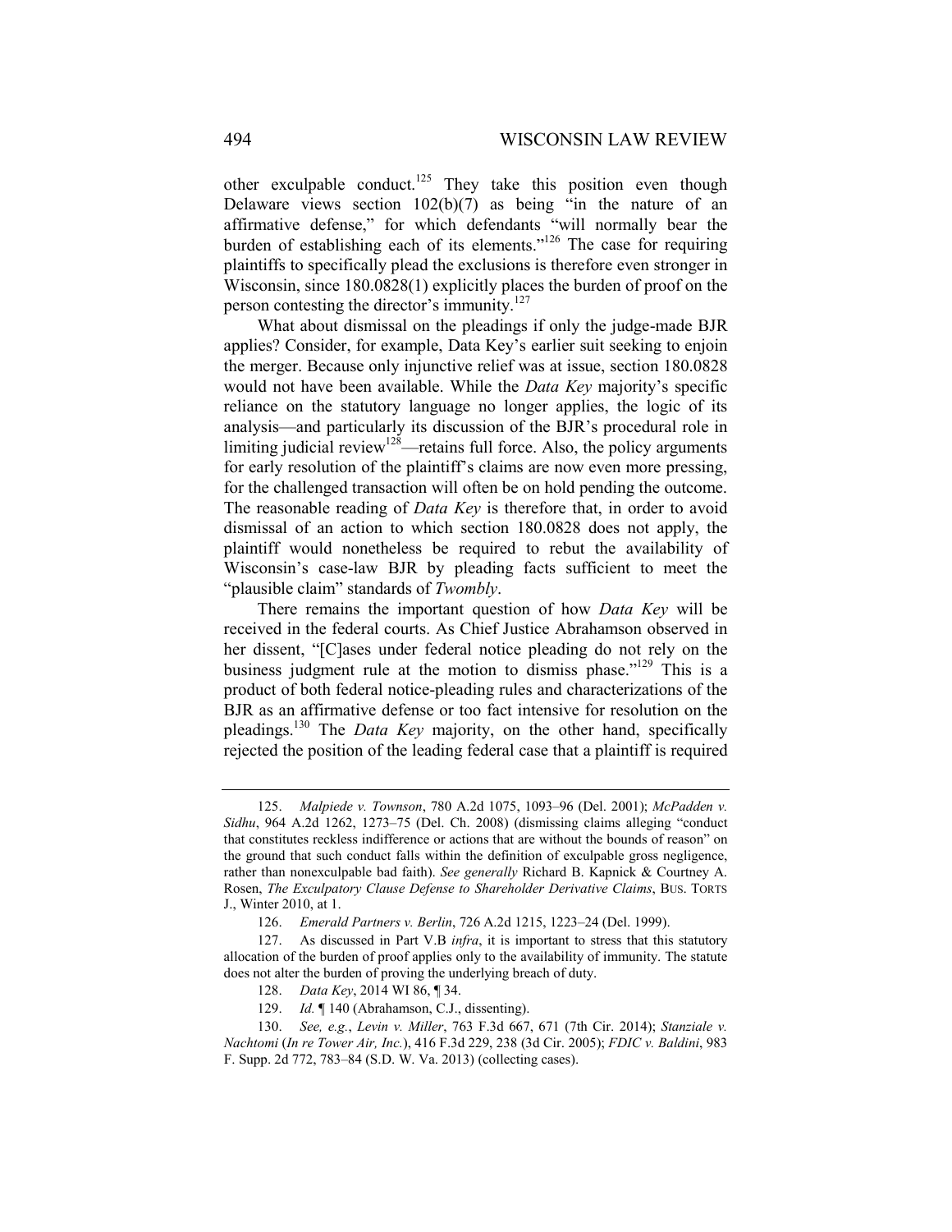other exculpable conduct.[125] They take this position even though Delaware views section 102(b)(7) as being "in the nature of an affirmative defense," for which defendants "will normally bear the burden of establishing each of its elements."[126] The case for requiring plaintiffs to specifically plead the exclusions is therefore even stronger in Wisconsin, since 180.0828(1) explicitly places the burden of proof on the person contesting the director's immunity.[127]

What about dismissal on the pleadings if only the judge-made BJR applies? Consider, for example, Data Key's earlier suit seeking to enjoin the merger. Because only injunctive relief was at issue, section 180.0828 would not have been available. While the *Data Key* majority's specific reliance on the statutory language no longer applies, the logic of its analysis—and particularly its discussion of the BJR's procedural role in limiting judicial review[128]—retains full force. Also, the policy arguments for early resolution of the plaintiff's claims are now even more pressing, for the challenged transaction will often be on hold pending the outcome. The reasonable reading of *Data Key* is therefore that, in order to avoid dismissal of an action to which section 180.0828 does not apply, the plaintiff would nonetheless be required to rebut the availability of Wisconsin's case-law BJR by pleading facts sufficient to meet the "plausible claim" standards of *Twombly*.

There remains the important question of how *Data Key* will be received in the federal courts. As Chief Justice Abrahamson observed in her dissent, "[C]ases under federal notice pleading do not rely on the business judgment rule at the motion to dismiss phase."[129] This is a product of both federal notice-pleading rules and characterizations of the BJR as an affirmative defense or too fact intensive for resolution on the pleadings.[130] The *Data Key* majority, on the other hand, specifically rejected the position of the leading federal case that a plaintiff is required

---

125. *Malpiede v. Townson*, 780 A.2d 1075, 1093–96 (Del. 2001); *McPadden v. Sidhu*, 964 A.2d 1262, 1273–75 (Del. Ch. 2008) (dismissing claims alleging "conduct that constitutes reckless indifference or actions that are without the bounds of reason" on the ground that such conduct falls within the definition of exculpable gross negligence, rather than nonexculpable bad faith). *See generally* Richard B. Kapnick & Courtney A. Rosen, *The Exculpatory Clause Defense to Shareholder Derivative Claims*, BUS. TORTS J., Winter 2010, at 1.

126. *Emerald Partners v. Berlin*, 726 A.2d 1215, 1223–24 (Del. 1999).

127. As discussed in Part V.B *infra*, it is important to stress that this statutory allocation of the burden of proof applies only to the availability of immunity. The statute does not alter the burden of proving the underlying breach of duty.

128. *Data Key*, 2014 WI 86, ¶ 34.

129. *Id.* ¶ 140 (Abrahamson, C.J., dissenting).

130. *See, e.g.*, *Levin v. Miller*, 763 F.3d 667, 671 (7th Cir. 2014); *Stanziale v. Nachtomi* (*In re Tower Air, Inc.*), 416 F.3d 229, 238 (3d Cir. 2005); *FDIC v. Baldini*, 983 F. Supp. 2d 772, 783–84 (S.D. W. Va. 2013) (collecting cases).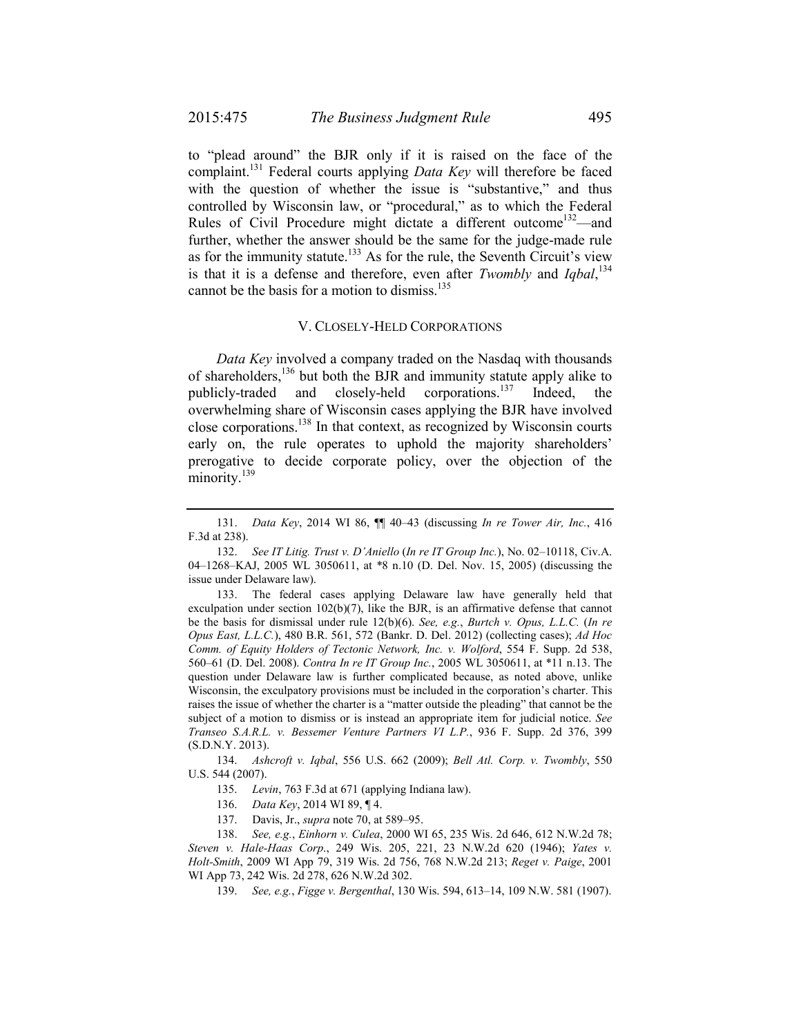to "plead around" the BJR only if it is raised on the face of the complaint.[131] Federal courts applying *Data Key* will therefore be faced with the question of whether the issue is "substantive," and thus controlled by Wisconsin law, or "procedural," as to which the Federal Rules of Civil Procedure might dictate a different outcome[132]—and further, whether the answer should be the same for the judge-made rule as for the immunity statute.[133] As for the rule, the Seventh Circuit's view is that it is a defense and therefore, even after *Twombly* and *Iqbal*,[134] cannot be the basis for a motion to dismiss.[135]

## V. CLOSELY-HELD CORPORATIONS

*Data Key* involved a company traded on the Nasdaq with thousands of shareholders,[136] but both the BJR and immunity statute apply alike to publicly-traded and closely-held corporations.[137] Indeed, the overwhelming share of Wisconsin cases applying the BJR have involved close corporations.[138] In that context, as recognized by Wisconsin courts early on, the rule operates to uphold the majority shareholders' prerogative to decide corporate policy, over the objection of the minority.[139]

---

131. *Data Key*, 2014 WI 86, ¶¶ 40–43 (discussing *In re Tower Air, Inc.*, 416 F.3d at 238).

132. *See IT Litig. Trust v. D'Aniello* (*In re IT Group Inc.*), No. 02–10118, Civ.A. 04–1268–KAJ, 2005 WL 3050611, at \*8 n.10 (D. Del. Nov. 15, 2005) (discussing the issue under Delaware law).

133. The federal cases applying Delaware law have generally held that exculpation under section 102(b)(7), like the BJR, is an affirmative defense that cannot be the basis for dismissal under rule 12(b)(6). *See, e.g.*, *Burtch v. Opus, L.L.C.* (*In re Opus East, L.L.C.*), 480 B.R. 561, 572 (Bankr. D. Del. 2012) (collecting cases); *Ad Hoc Comm. of Equity Holders of Tectonic Network, Inc. v. Wolford*, 554 F. Supp. 2d 538, 560–61 (D. Del. 2008). *Contra In re IT Group Inc.*, 2005 WL 3050611, at \*11 n.13. The question under Delaware law is further complicated because, as noted above, unlike Wisconsin, the exculpatory provisions must be included in the corporation's charter. This raises the issue of whether the charter is a "matter outside the pleading" that cannot be the subject of a motion to dismiss or is instead an appropriate item for judicial notice. *See Transeo S.A.R.L. v. Bessemer Venture Partners VI L.P.*, 936 F. Supp. 2d 376, 399 (S.D.N.Y. 2013).

134. *Ashcroft v. Iqbal*, 556 U.S. 662 (2009); *Bell Atl. Corp. v. Twombly*, 550 U.S. 544 (2007).

135. *Levin*, 763 F.3d at 671 (applying Indiana law).

136. *Data Key*, 2014 WI 89, ¶ 4.

137. Davis, Jr., *supra* note 70, at 589–95.

138. *See, e.g.*, *Einhorn v. Culea*, 2000 WI 65, 235 Wis. 2d 646, 612 N.W.2d 78; *Steven v. Hale-Haas Corp.*, 249 Wis. 205, 221, 23 N.W.2d 620 (1946); *Yates v. Holt-Smith*, 2009 WI App 79, 319 Wis. 2d 756, 768 N.W.2d 213; *Reget v. Paige*, 2001 WI App 73, 242 Wis. 2d 278, 626 N.W.2d 302.

139. *See, e.g.*, *Figge v. Bergenthal*, 130 Wis. 594, 613–14, 109 N.W. 581 (1907).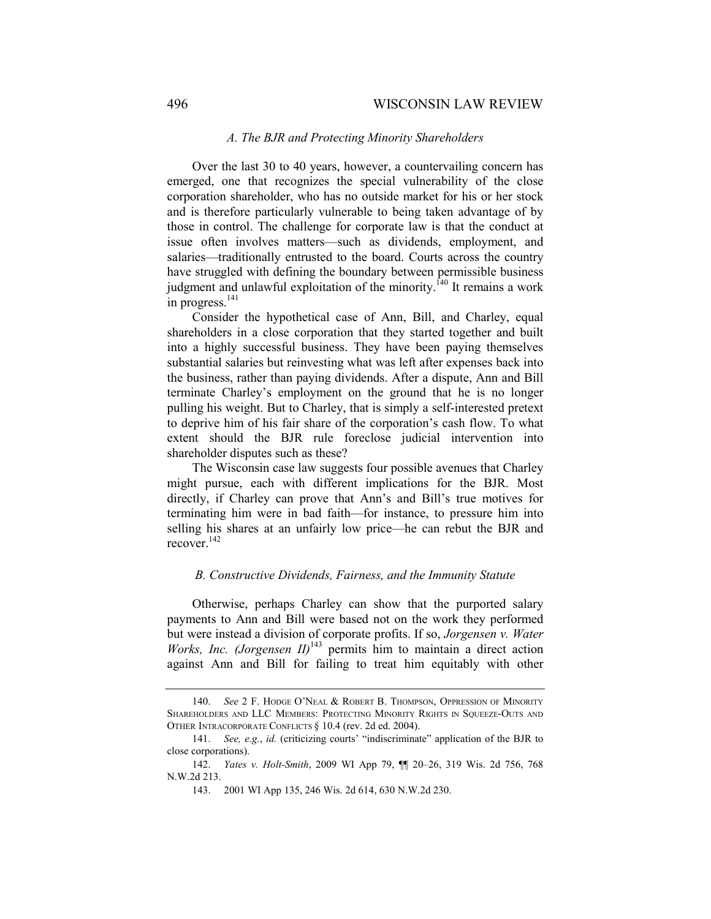### *A. The BJR and Protecting Minority Shareholders*

Over the last 30 to 40 years, however, a countervailing concern has emerged, one that recognizes the special vulnerability of the close corporation shareholder, who has no outside market for his or her stock and is therefore particularly vulnerable to being taken advantage of by those in control. The challenge for corporate law is that the conduct at issue often involves matters—such as dividends, employment, and salaries—traditionally entrusted to the board. Courts across the country have struggled with defining the boundary between permissible business judgment and unlawful exploitation of the minority.[140] It remains a work in progress.[141]

Consider the hypothetical case of Ann, Bill, and Charley, equal shareholders in a close corporation that they started together and built into a highly successful business. They have been paying themselves substantial salaries but reinvesting what was left after expenses back into the business, rather than paying dividends. After a dispute, Ann and Bill terminate Charley's employment on the ground that he is no longer pulling his weight. But to Charley, that is simply a self-interested pretext to deprive him of his fair share of the corporation's cash flow. To what extent should the BJR rule foreclose judicial intervention into shareholder disputes such as these?

The Wisconsin case law suggests four possible avenues that Charley might pursue, each with different implications for the BJR. Most directly, if Charley can prove that Ann's and Bill's true motives for terminating him were in bad faith—for instance, to pressure him into selling his shares at an unfairly low price—he can rebut the BJR and recover.[142]

### *B. Constructive Dividends, Fairness, and the Immunity Statute*

Otherwise, perhaps Charley can show that the purported salary payments to Ann and Bill were based not on the work they performed but were instead a division of corporate profits. If so, *Jorgensen v. Water Works, Inc. (Jorgensen II)*[143] permits him to maintain a direct action against Ann and Bill for failing to treat him equitably with other

---

140. *See* 2 F. HODGE O'NEAL & ROBERT B. THOMPSON, OPPRESSION OF MINORITY SHAREHOLDERS AND LLC MEMBERS: PROTECTING MINORITY RIGHTS IN SQUEEZE-OUTS AND OTHER INTRACORPORATE CONFLICTS § 10.4 (rev. 2d ed. 2004).

141. *See, e.g.*, *id.* (criticizing courts' "indiscriminate" application of the BJR to close corporations).

142. *Yates v. Holt-Smith*, 2009 WI App 79, ¶¶ 20–26, 319 Wis. 2d 756, 768 N.W.2d 213.

143. 2001 WI App 135, 246 Wis. 2d 614, 630 N.W.2d 230.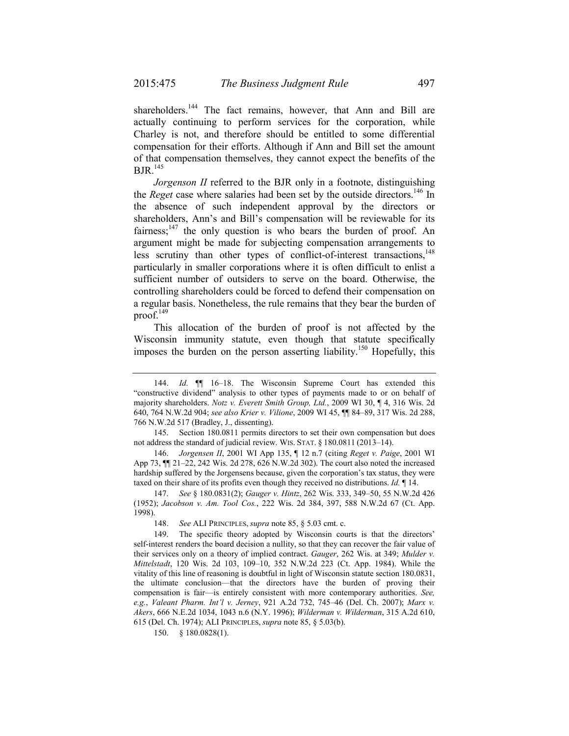shareholders.[144] The fact remains, however, that Ann and Bill are actually continuing to perform services for the corporation, while Charley is not, and therefore should be entitled to some differential compensation for their efforts. Although if Ann and Bill set the amount of that compensation themselves, they cannot expect the benefits of the BJR.[145]

*Jorgenson II* referred to the BJR only in a footnote, distinguishing the *Reget* case where salaries had been set by the outside directors.[146] In the absence of such independent approval by the directors or shareholders, Ann's and Bill's compensation will be reviewable for its fairness;[147] the only question is who bears the burden of proof. An argument might be made for subjecting compensation arrangements to less scrutiny than other types of conflict-of-interest transactions,[148] particularly in smaller corporations where it is often difficult to enlist a sufficient number of outsiders to serve on the board. Otherwise, the controlling shareholders could be forced to defend their compensation on a regular basis. Nonetheless, the rule remains that they bear the burden of proof.[149]

This allocation of the burden of proof is not affected by the Wisconsin immunity statute, even though that statute specifically imposes the burden on the person asserting liability.[150] Hopefully, this

---

144. *Id.* ¶¶ 16–18. The Wisconsin Supreme Court has extended this "constructive dividend" analysis to other types of payments made to or on behalf of majority shareholders. *Notz v. Everett Smith Group, Ltd.*, 2009 WI 30, ¶ 4, 316 Wis. 2d 640, 764 N.W.2d 904; *see also Krier v. Vilione*, 2009 WI 45, ¶¶ 84–89, 317 Wis. 2d 288, 766 N.W.2d 517 (Bradley, J., dissenting).

145. Section 180.0811 permits directors to set their own compensation but does not address the standard of judicial review. WIS. STAT. § 180.0811 (2013–14).

146. *Jorgensen II*, 2001 WI App 135, ¶ 12 n.7 (citing *Reget v. Paige*, 2001 WI App 73, ¶¶ 21–22, 242 Wis. 2d 278, 626 N.W.2d 302). The court also noted the increased hardship suffered by the Jorgensens because, given the corporation's tax status, they were taxed on their share of its profits even though they received no distributions. *Id.* ¶ 14.

147. *See* § 180.0831(2); *Gauger v. Hintz*, 262 Wis. 333, 349–50, 55 N.W.2d 426 (1952); *Jacobson v. Am. Tool Cos.*, 222 Wis. 2d 384, 397, 588 N.W.2d 67 (Ct. App. 1998).

148. *See* ALI PRINCIPLES, *supra* note 85, § 5.03 cmt. c.

149. The specific theory adopted by Wisconsin courts is that the directors' self-interest renders the board decision a nullity, so that they can recover the fair value of their services only on a theory of implied contract. *Gauger*, 262 Wis. at 349; *Mulder v. Mittelstadt*, 120 Wis. 2d 103, 109–10, 352 N.W.2d 223 (Ct. App. 1984). While the vitality of this line of reasoning is doubtful in light of Wisconsin statute section 180.0831, the ultimate conclusion—that the directors have the burden of proving their compensation is fair—is entirely consistent with more contemporary authorities. *See, e.g.*, *Valeant Pharm. Int'l v. Jerney*, 921 A.2d 732, 745–46 (Del. Ch. 2007); *Marx v. Akers*, 666 N.E.2d 1034, 1043 n.6 (N.Y. 1996); *Wilderman v. Wilderman*, 315 A.2d 610, 615 (Del. Ch. 1974); ALI PRINCIPLES, *supra* note 85, § 5.03(b).

150. § 180.0828(1).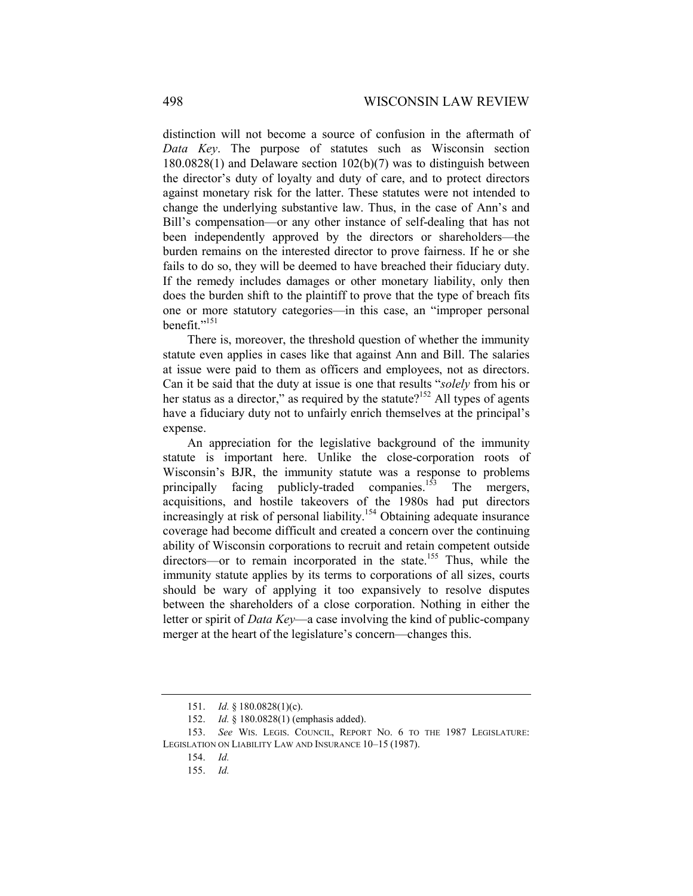distinction will not become a source of confusion in the aftermath of *Data Key*. The purpose of statutes such as Wisconsin section 180.0828(1) and Delaware section 102(b)(7) was to distinguish between the director's duty of loyalty and duty of care, and to protect directors against monetary risk for the latter. These statutes were not intended to change the underlying substantive law. Thus, in the case of Ann's and Bill's compensation—or any other instance of self-dealing that has not been independently approved by the directors or shareholders—the burden remains on the interested director to prove fairness. If he or she fails to do so, they will be deemed to have breached their fiduciary duty. If the remedy includes damages or other monetary liability, only then does the burden shift to the plaintiff to prove that the type of breach fits one or more statutory categories—in this case, an "improper personal benefit."[151]

There is, moreover, the threshold question of whether the immunity statute even applies in cases like that against Ann and Bill. The salaries at issue were paid to them as officers and employees, not as directors. Can it be said that the duty at issue is one that results "*solely* from his or her status as a director," as required by the statute?[152] All types of agents have a fiduciary duty not to unfairly enrich themselves at the principal's expense.

An appreciation for the legislative background of the immunity statute is important here. Unlike the close-corporation roots of Wisconsin's BJR, the immunity statute was a response to problems principally facing publicly-traded companies.[153] The mergers, acquisitions, and hostile takeovers of the 1980s had put directors increasingly at risk of personal liability.[154] Obtaining adequate insurance coverage had become difficult and created a concern over the continuing ability of Wisconsin corporations to recruit and retain competent outside directors—or to remain incorporated in the state.[155] Thus, while the immunity statute applies by its terms to corporations of all sizes, courts should be wary of applying it too expansively to resolve disputes between the shareholders of a close corporation. Nothing in either the letter or spirit of *Data Key*—a case involving the kind of public-company merger at the heart of the legislature's concern—changes this.

---

151. *Id.* § 180.0828(1)(c).

152. *Id.* § 180.0828(1) (emphasis added).

153. *See* WIS. LEGIS. COUNCIL, REPORT NO. 6 TO THE 1987 LEGISLATURE: LEGISLATION ON LIABILITY LAW AND INSURANCE 10–15 (1987).

154. *Id.*

155. *Id.*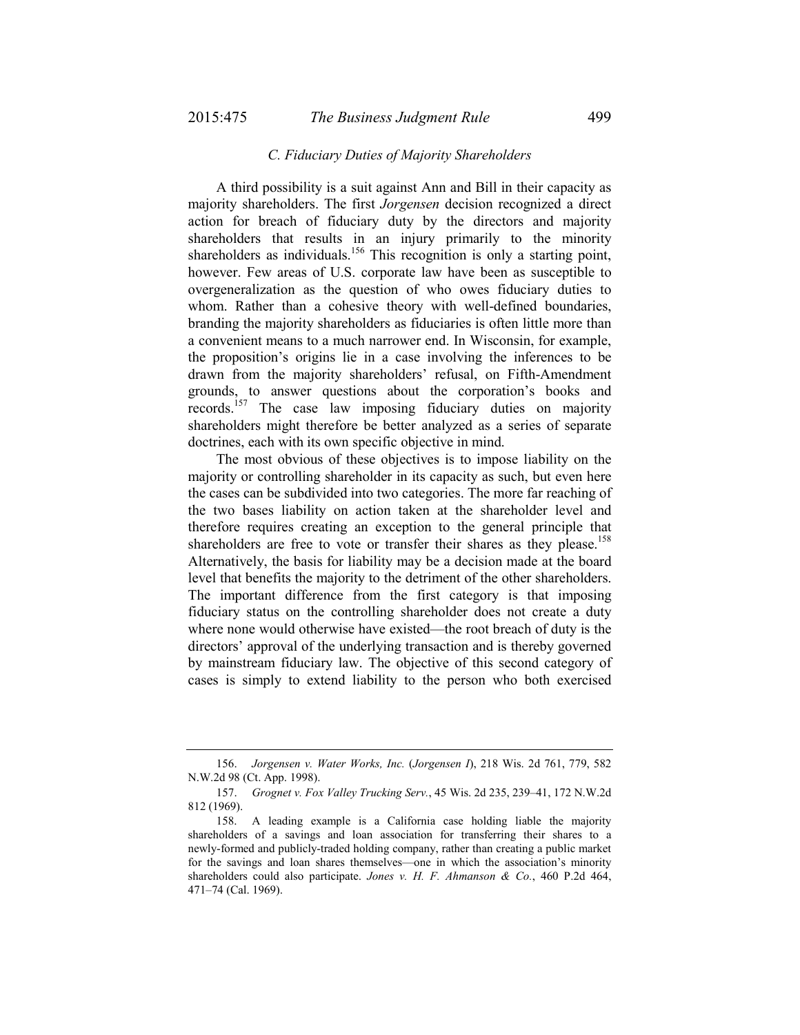### *C. Fiduciary Duties of Majority Shareholders*

A third possibility is a suit against Ann and Bill in their capacity as majority shareholders. The first *Jorgensen* decision recognized a direct action for breach of fiduciary duty by the directors and majority shareholders that results in an injury primarily to the minority shareholders as individuals.[156] This recognition is only a starting point, however. Few areas of U.S. corporate law have been as susceptible to overgeneralization as the question of who owes fiduciary duties to whom. Rather than a cohesive theory with well-defined boundaries, branding the majority shareholders as fiduciaries is often little more than a convenient means to a much narrower end. In Wisconsin, for example, the proposition's origins lie in a case involving the inferences to be drawn from the majority shareholders' refusal, on Fifth-Amendment grounds, to answer questions about the corporation's books and records.[157] The case law imposing fiduciary duties on majority shareholders might therefore be better analyzed as a series of separate doctrines, each with its own specific objective in mind.

The most obvious of these objectives is to impose liability on the majority or controlling shareholder in its capacity as such, but even here the cases can be subdivided into two categories. The more far reaching of the two bases liability on action taken at the shareholder level and therefore requires creating an exception to the general principle that shareholders are free to vote or transfer their shares as they please.[158] Alternatively, the basis for liability may be a decision made at the board level that benefits the majority to the detriment of the other shareholders. The important difference from the first category is that imposing fiduciary status on the controlling shareholder does not create a duty where none would otherwise have existed—the root breach of duty is the directors' approval of the underlying transaction and is thereby governed by mainstream fiduciary law. The objective of this second category of cases is simply to extend liability to the person who both exercised

---

156. *Jorgensen v. Water Works, Inc.* (*Jorgensen I*), 218 Wis. 2d 761, 779, 582 N.W.2d 98 (Ct. App. 1998).

157. *Grognet v. Fox Valley Trucking Serv.*, 45 Wis. 2d 235, 239–41, 172 N.W.2d 812 (1969).

158. A leading example is a California case holding liable the majority shareholders of a savings and loan association for transferring their shares to a newly-formed and publicly-traded holding company, rather than creating a public market for the savings and loan shares themselves—one in which the association's minority shareholders could also participate. *Jones v. H. F. Ahmanson & Co.*, 460 P.2d 464, 471–74 (Cal. 1969).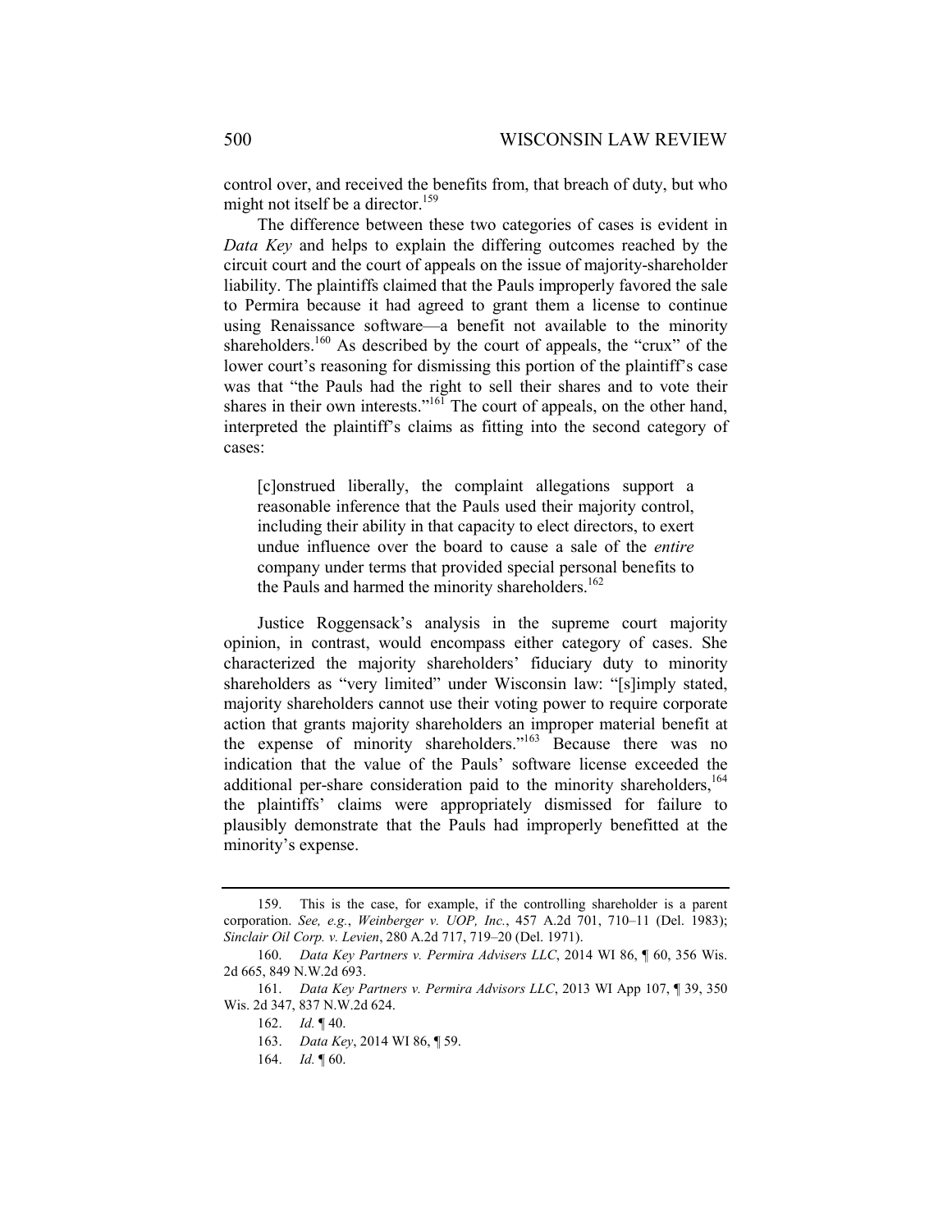control over, and received the benefits from, that breach of duty, but who might not itself be a director.[159]

The difference between these two categories of cases is evident in *Data Key* and helps to explain the differing outcomes reached by the circuit court and the court of appeals on the issue of majority-shareholder liability. The plaintiffs claimed that the Pauls improperly favored the sale to Permira because it had agreed to grant them a license to continue using Renaissance software—a benefit not available to the minority shareholders.[160] As described by the court of appeals, the "crux" of the lower court's reasoning for dismissing this portion of the plaintiff's case was that "the Pauls had the right to sell their shares and to vote their shares in their own interests."[161] The court of appeals, on the other hand, interpreted the plaintiff's claims as fitting into the second category of cases:

> [c]onstrued liberally, the complaint allegations support a reasonable inference that the Pauls used their majority control, including their ability in that capacity to elect directors, to exert undue influence over the board to cause a sale of the *entire* company under terms that provided special personal benefits to the Pauls and harmed the minority shareholders.[162]

Justice Roggensack's analysis in the supreme court majority opinion, in contrast, would encompass either category of cases. She characterized the majority shareholders' fiduciary duty to minority shareholders as "very limited" under Wisconsin law: "[s]imply stated, majority shareholders cannot use their voting power to require corporate action that grants majority shareholders an improper material benefit at the expense of minority shareholders."[163] Because there was no indication that the value of the Pauls' software license exceeded the additional per-share consideration paid to the minority shareholders,[164] the plaintiffs' claims were appropriately dismissed for failure to plausibly demonstrate that the Pauls had improperly benefitted at the minority's expense.

---

159. This is the case, for example, if the controlling shareholder is a parent corporation. *See, e.g.*, *Weinberger v. UOP, Inc.*, 457 A.2d 701, 710–11 (Del. 1983); *Sinclair Oil Corp. v. Levien*, 280 A.2d 717, 719–20 (Del. 1971).

160. *Data Key Partners v. Permira Advisers LLC*, 2014 WI 86, ¶ 60, 356 Wis. 2d 665, 849 N.W.2d 693.

161. *Data Key Partners v. Permira Advisors LLC*, 2013 WI App 107, ¶ 39, 350 Wis. 2d 347, 837 N.W.2d 624.

162. *Id.* ¶ 40.

163. *Data Key*, 2014 WI 86, ¶ 59.

164. *Id.* ¶ 60.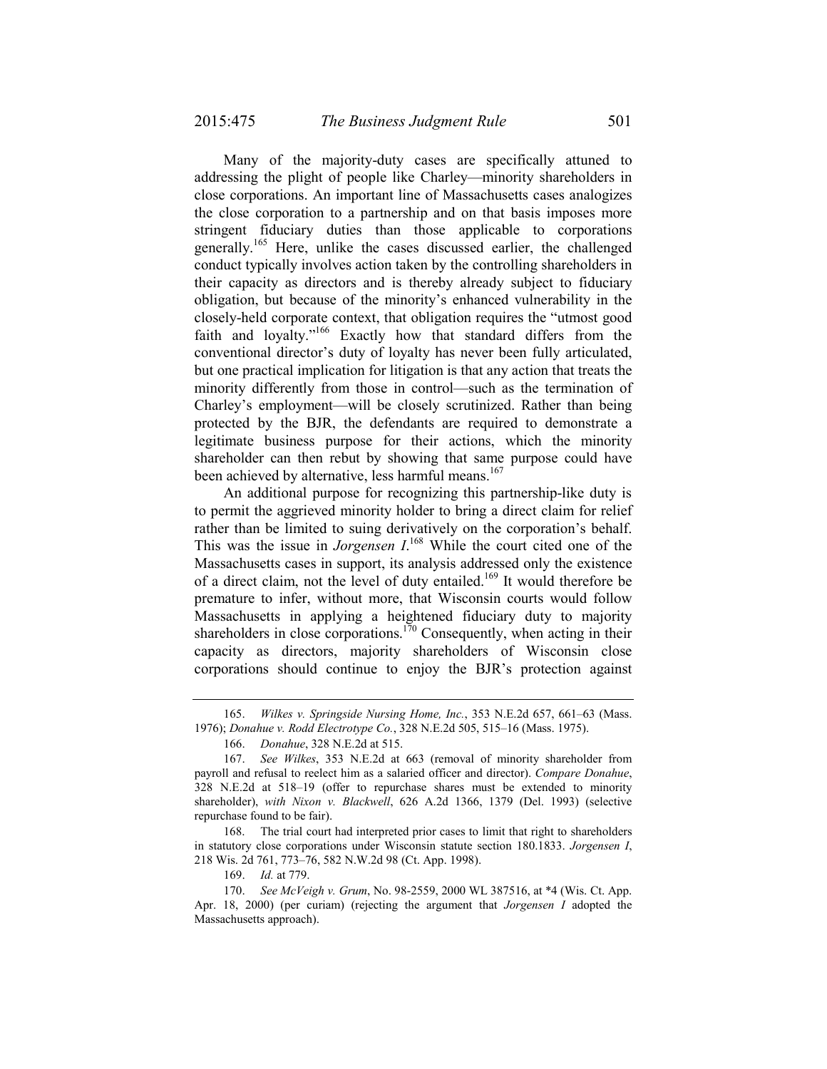Many of the majority-duty cases are specifically attuned to addressing the plight of people like Charley—minority shareholders in close corporations. An important line of Massachusetts cases analogizes the close corporation to a partnership and on that basis imposes more stringent fiduciary duties than those applicable to corporations generally.[165] Here, unlike the cases discussed earlier, the challenged conduct typically involves action taken by the controlling shareholders in their capacity as directors and is thereby already subject to fiduciary obligation, but because of the minority's enhanced vulnerability in the closely-held corporate context, that obligation requires the "utmost good faith and loyalty."[166] Exactly how that standard differs from the conventional director's duty of loyalty has never been fully articulated, but one practical implication for litigation is that any action that treats the minority differently from those in control—such as the termination of Charley's employment—will be closely scrutinized. Rather than being protected by the BJR, the defendants are required to demonstrate a legitimate business purpose for their actions, which the minority shareholder can then rebut by showing that same purpose could have been achieved by alternative, less harmful means.[167]

An additional purpose for recognizing this partnership-like duty is to permit the aggrieved minority holder to bring a direct claim for relief rather than be limited to suing derivatively on the corporation's behalf. This was the issue in *Jorgensen I*.[168] While the court cited one of the Massachusetts cases in support, its analysis addressed only the existence of a direct claim, not the level of duty entailed.[169] It would therefore be premature to infer, without more, that Wisconsin courts would follow Massachusetts in applying a heightened fiduciary duty to majority shareholders in close corporations.[170] Consequently, when acting in their capacity as directors, majority shareholders of Wisconsin close corporations should continue to enjoy the BJR's protection against

---

165. *Wilkes v. Springside Nursing Home, Inc.*, 353 N.E.2d 657, 661–63 (Mass. 1976); *Donahue v. Rodd Electrotype Co.*, 328 N.E.2d 505, 515–16 (Mass. 1975).

166. *Donahue*, 328 N.E.2d at 515.

167. *See Wilkes*, 353 N.E.2d at 663 (removal of minority shareholder from payroll and refusal to reelect him as a salaried officer and director). *Compare Donahue*, 328 N.E.2d at 518–19 (offer to repurchase shares must be extended to minority shareholder), *with Nixon v. Blackwell*, 626 A.2d 1366, 1379 (Del. 1993) (selective repurchase found to be fair).

168. The trial court had interpreted prior cases to limit that right to shareholders in statutory close corporations under Wisconsin statute section 180.1833. *Jorgensen I*, 218 Wis. 2d 761, 773–76, 582 N.W.2d 98 (Ct. App. 1998).

169. *Id.* at 779.

170. *See McVeigh v. Grum*, No. 98-2559, 2000 WL 387516, at *4 (Wis. Ct. App. Apr. 18, 2000) (per curiam) (rejecting the argument that *Jorgensen I* adopted the Massachusetts approach).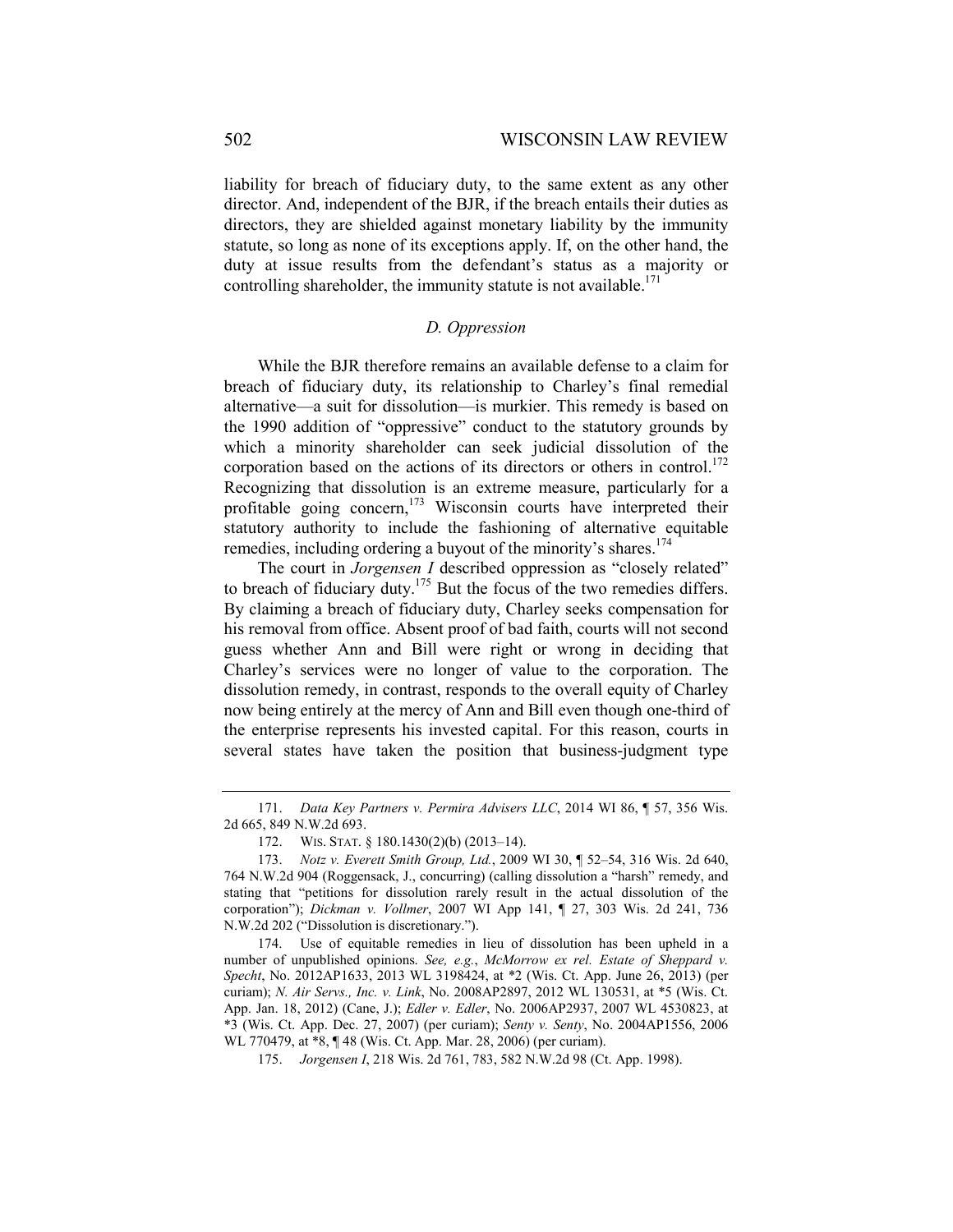liability for breach of fiduciary duty, to the same extent as any other director. And, independent of the BJR, if the breach entails their duties as directors, they are shielded against monetary liability by the immunity statute, so long as none of its exceptions apply. If, on the other hand, the duty at issue results from the defendant's status as a majority or controlling shareholder, the immunity statute is not available.[171]

### *D. Oppression*

While the BJR therefore remains an available defense to a claim for breach of fiduciary duty, its relationship to Charley's final remedial alternative—a suit for dissolution—is murkier. This remedy is based on the 1990 addition of "oppressive" conduct to the statutory grounds by which a minority shareholder can seek judicial dissolution of the corporation based on the actions of its directors or others in control.[172] Recognizing that dissolution is an extreme measure, particularly for a profitable going concern,[173] Wisconsin courts have interpreted their statutory authority to include the fashioning of alternative equitable remedies, including ordering a buyout of the minority's shares.[174]

The court in *Jorgensen I* described oppression as "closely related" to breach of fiduciary duty.[175] But the focus of the two remedies differs. By claiming a breach of fiduciary duty, Charley seeks compensation for his removal from office. Absent proof of bad faith, courts will not second guess whether Ann and Bill were right or wrong in deciding that Charley's services were no longer of value to the corporation. The dissolution remedy, in contrast, responds to the overall equity of Charley now being entirely at the mercy of Ann and Bill even though one-third of the enterprise represents his invested capital. For this reason, courts in several states have taken the position that business-judgment type

---

171. *Data Key Partners v. Permira Advisers LLC*, 2014 WI 86, ¶ 57, 356 Wis. 2d 665, 849 N.W.2d 693.

172. WIS. STAT. § 180.1430(2)(b) (2013–14).

173. *Notz v. Everett Smith Group, Ltd.*, 2009 WI 30, ¶ 52–54, 316 Wis. 2d 640, 764 N.W.2d 904 (Roggensack, J., concurring) (calling dissolution a "harsh" remedy, and stating that "petitions for dissolution rarely result in the actual dissolution of the corporation"); *Dickman v. Vollmer*, 2007 WI App 141, ¶ 27, 303 Wis. 2d 241, 736 N.W.2d 202 ("Dissolution is discretionary.").

174. Use of equitable remedies in lieu of dissolution has been upheld in a number of unpublished opinions. *See, e.g.*, *McMorrow ex rel. Estate of Sheppard v. Specht*, No. 2012AP1633, 2013 WL 3198424, at *2 (Wis. Ct. App. June 26, 2013) (per curiam); *N. Air Servs., Inc. v. Link*, No. 2008AP2897, 2012 WL 130531, at *5 (Wis. Ct. App. Jan. 18, 2012) (Cane, J.); *Edler v. Edler*, No. 2006AP2937, 2007 WL 4530823, at *3 (Wis. Ct. App. Dec. 27, 2007) (per curiam); *Senty v. Senty*, No. 2004AP1556, 2006 WL 770479, at *8, ¶ 48 (Wis. Ct. App. Mar. 28, 2006) (per curiam).

175. *Jorgensen I*, 218 Wis. 2d 761, 783, 582 N.W.2d 98 (Ct. App. 1998).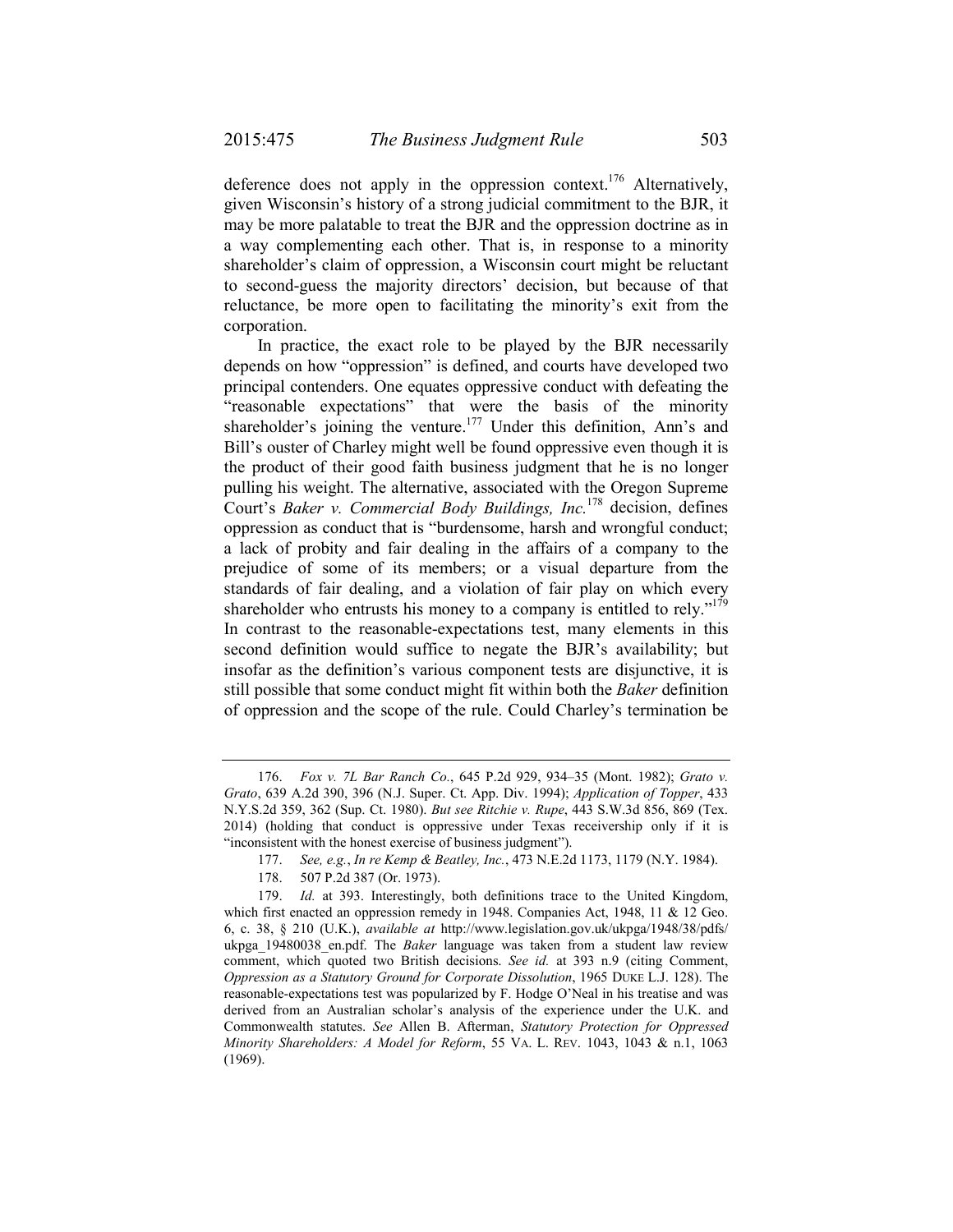deference does not apply in the oppression context.[176] Alternatively, given Wisconsin's history of a strong judicial commitment to the BJR, it may be more palatable to treat the BJR and the oppression doctrine as in a way complementing each other. That is, in response to a minority shareholder's claim of oppression, a Wisconsin court might be reluctant to second-guess the majority directors' decision, but because of that reluctance, be more open to facilitating the minority's exit from the corporation.

In practice, the exact role to be played by the BJR necessarily depends on how "oppression" is defined, and courts have developed two principal contenders. One equates oppressive conduct with defeating the "reasonable expectations" that were the basis of the minority shareholder's joining the venture.[177] Under this definition, Ann's and Bill's ouster of Charley might well be found oppressive even though it is the product of their good faith business judgment that he is no longer pulling his weight. The alternative, associated with the Oregon Supreme Court's *Baker v. Commercial Body Buildings, Inc.*[178] decision, defines oppression as conduct that is "burdensome, harsh and wrongful conduct; a lack of probity and fair dealing in the affairs of a company to the prejudice of some of its members; or a visual departure from the standards of fair dealing, and a violation of fair play on which every shareholder who entrusts his money to a company is entitled to rely."[179] In contrast to the reasonable-expectations test, many elements in this second definition would suffice to negate the BJR's availability; but insofar as the definition's various component tests are disjunctive, it is still possible that some conduct might fit within both the *Baker* definition of oppression and the scope of the rule. Could Charley's termination be

---

176. *Fox v. 7L Bar Ranch Co.*, 645 P.2d 929, 934–35 (Mont. 1982); *Grato v. Grato*, 639 A.2d 390, 396 (N.J. Super. Ct. App. Div. 1994); *Application of Topper*, 433 N.Y.S.2d 359, 362 (Sup. Ct. 1980). *But see Ritchie v. Rupe*, 443 S.W.3d 856, 869 (Tex. 2014) (holding that conduct is oppressive under Texas receivership only if it is "inconsistent with the honest exercise of business judgment").

177. *See, e.g.*, *In re Kemp & Beatley, Inc.*, 473 N.E.2d 1173, 1179 (N.Y. 1984).

178. 507 P.2d 387 (Or. 1973).

179. *Id.* at 393. Interestingly, both definitions trace to the United Kingdom, which first enacted an oppression remedy in 1948. Companies Act, 1948, 11 & 12 Geo. 6, c. 38, § 210 (U.K.), *available at* http://www.legislation.gov.uk/ukpga/1948/38/pdfs/ukpga_19480038_en.pdf. The *Baker* language was taken from a student law review comment, which quoted two British decisions. *See id.* at 393 n.9 (citing Comment, *Oppression as a Statutory Ground for Corporate Dissolution*, 1965 DUKE L.J. 128). The reasonable-expectations test was popularized by F. Hodge O'Neal in his treatise and was derived from an Australian scholar's analysis of the experience under the U.K. and Commonwealth statutes. *See* Allen B. Afterman, *Statutory Protection for Oppressed Minority Shareholders: A Model for Reform*, 55 VA. L. REV. 1043, 1043 & n.1, 1063 (1969).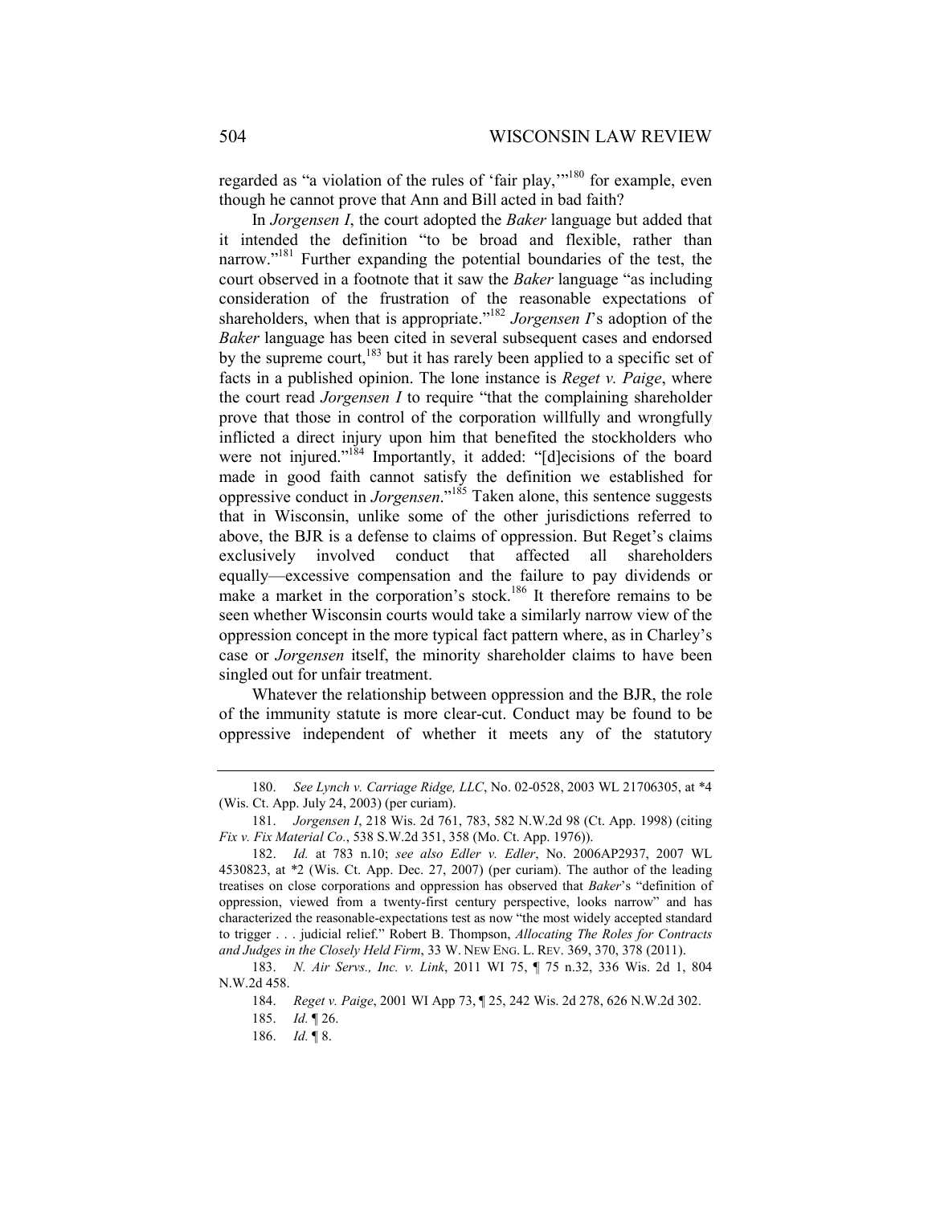regarded as "a violation of the rules of 'fair play,'"[180] for example, even though he cannot prove that Ann and Bill acted in bad faith?

In *Jorgensen I*, the court adopted the *Baker* language but added that it intended the definition "to be broad and flexible, rather than narrow."[181] Further expanding the potential boundaries of the test, the court observed in a footnote that it saw the *Baker* language "as including consideration of the frustration of the reasonable expectations of shareholders, when that is appropriate."[182] *Jorgensen I*'s adoption of the *Baker* language has been cited in several subsequent cases and endorsed by the supreme court,[183] but it has rarely been applied to a specific set of facts in a published opinion. The lone instance is *Reget v. Paige*, where the court read *Jorgensen I* to require "that the complaining shareholder prove that those in control of the corporation willfully and wrongfully inflicted a direct injury upon him that benefited the stockholders who were not injured."[184] Importantly, it added: "[d]ecisions of the board made in good faith cannot satisfy the definition we established for oppressive conduct in *Jorgensen*."[185] Taken alone, this sentence suggests that in Wisconsin, unlike some of the other jurisdictions referred to above, the BJR is a defense to claims of oppression. But Reget's claims exclusively involved conduct that affected all shareholders equally—excessive compensation and the failure to pay dividends or make a market in the corporation's stock.[186] It therefore remains to be seen whether Wisconsin courts would take a similarly narrow view of the oppression concept in the more typical fact pattern where, as in Charley's case or *Jorgensen* itself, the minority shareholder claims to have been singled out for unfair treatment.

Whatever the relationship between oppression and the BJR, the role of the immunity statute is more clear-cut. Conduct may be found to be oppressive independent of whether it meets any of the statutory

---

180. *See Lynch v. Carriage Ridge, LLC*, No. 02-0528, 2003 WL 21706305, at *4 (Wis. Ct. App. July 24, 2003) (per curiam).

181. *Jorgensen I*, 218 Wis. 2d 761, 783, 582 N.W.2d 98 (Ct. App. 1998) (citing *Fix v. Fix Material Co.*, 538 S.W.2d 351, 358 (Mo. Ct. App. 1976)).

182. *Id.* at 783 n.10; *see also Edler v. Edler*, No. 2006AP2937, 2007 WL 4530823, at *2 (Wis. Ct. App. Dec. 27, 2007) (per curiam). The author of the leading treatises on close corporations and oppression has observed that *Baker*'s "definition of oppression, viewed from a twenty-first century perspective, looks narrow" and has characterized the reasonable-expectations test as now "the most widely accepted standard to trigger . . . judicial relief." Robert B. Thompson, *Allocating The Roles for Contracts and Judges in the Closely Held Firm*, 33 W. NEW ENG. L. REV. 369, 370, 378 (2011).

183. *N. Air Servs., Inc. v. Link*, 2011 WI 75, ¶ 75 n.32, 336 Wis. 2d 1, 804 N.W.2d 458.

184. *Reget v. Paige*, 2001 WI App 73, ¶ 25, 242 Wis. 2d 278, 626 N.W.2d 302.

185. *Id.* ¶ 26.

186. *Id.* ¶ 8.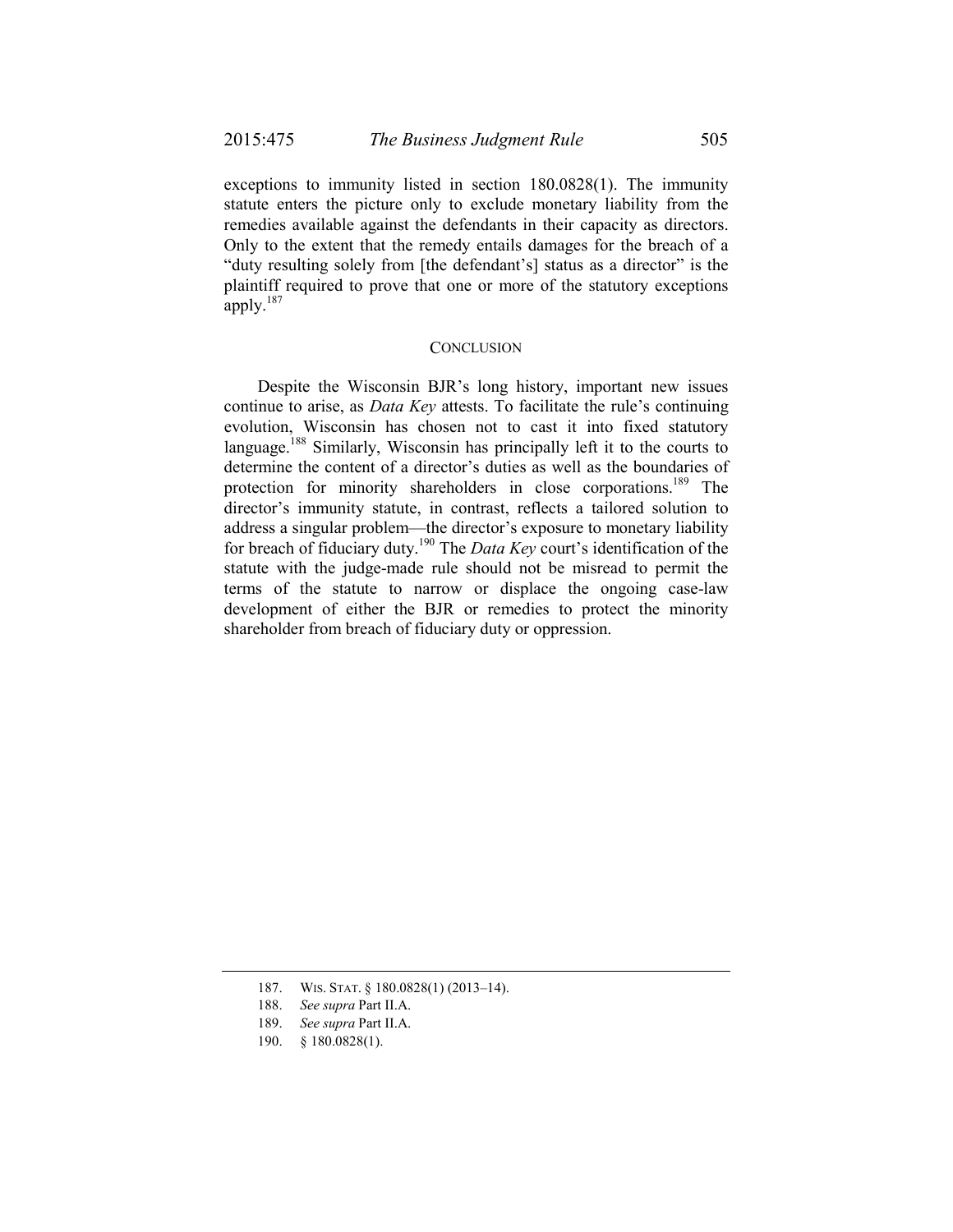exceptions to immunity listed in section 180.0828(1). The immunity statute enters the picture only to exclude monetary liability from the remedies available against the defendants in their capacity as directors. Only to the extent that the remedy entails damages for the breach of a "duty resulting solely from [the defendant's] status as a director" is the plaintiff required to prove that one or more of the statutory exceptions apply.[187]

## CONCLUSION

Despite the Wisconsin BJR's long history, important new issues continue to arise, as *Data Key* attests. To facilitate the rule's continuing evolution, Wisconsin has chosen not to cast it into fixed statutory language.[188] Similarly, Wisconsin has principally left it to the courts to determine the content of a director's duties as well as the boundaries of protection for minority shareholders in close corporations.[189] The director's immunity statute, in contrast, reflects a tailored solution to address a singular problem—the director's exposure to monetary liability for breach of fiduciary duty.[190] The *Data Key* court's identification of the statute with the judge-made rule should not be misread to permit the terms of the statute to narrow or displace the ongoing case-law development of either the BJR or remedies to protect the minority shareholder from breach of fiduciary duty or oppression.

---

187. WIS. STAT. § 180.0828(1) (2013–14).

188. *See supra* Part II.A.

189. *See supra* Part II.A.

190. § 180.0828(1).